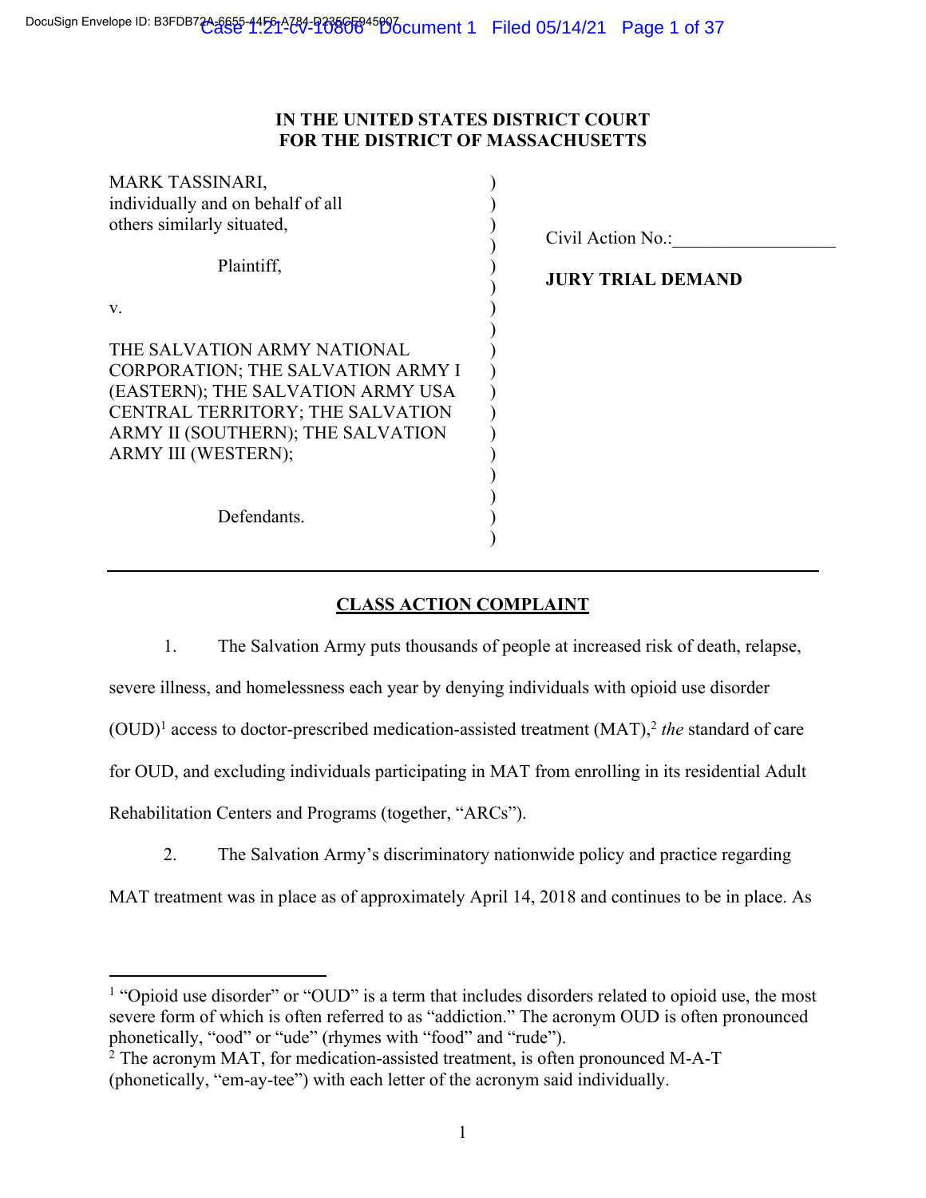**IN THE UNITED STATES DISTRICT COURT**
**FOR THE DISTRICT OF MASSACHUSETTS**

| | |
|---|---|
| MARK TASSINARI, individually and on behalf of all others similarly situated,<br><br>Plaintiff,<br><br>v.<br><br>THE SALVATION ARMY NATIONAL CORPORATION; THE SALVATION ARMY I (EASTERN); THE SALVATION ARMY USA CENTRAL TERRITORY; THE SALVATION ARMY II (SOUTHERN); THE SALVATION ARMY III (WESTERN);<br><br>Defendants. | Civil Action No.:\_\_\_\_\_\_\_\_\_\_\_\_\_\_\_\_\_\_<br><br>**JURY TRIAL DEMAND** |

## CLASS ACTION COMPLAINT

1. The Salvation Army puts thousands of people at increased risk of death, relapse, severe illness, and homelessness each year by denying individuals with opioid use disorder (OUD)[1] access to doctor-prescribed medication-assisted treatment (MAT),[2] *the* standard of care for OUD, and excluding individuals participating in MAT from enrolling in its residential Adult Rehabilitation Centers and Programs (together, "ARCs").

2. The Salvation Army's discriminatory nationwide policy and practice regarding MAT treatment was in place as of approximately April 14, 2018 and continues to be in place. As

---

[1] "Opioid use disorder" or "OUD" is a term that includes disorders related to opioid use, the most severe form of which is often referred to as "addiction." The acronym OUD is often pronounced phonetically, "ood" or "ude" (rhymes with "food" and "rude").

[2] The acronym MAT, for medication-assisted treatment, is often pronounced M-A-T (phonetically, "em-ay-tee") with each letter of the acronym said individually.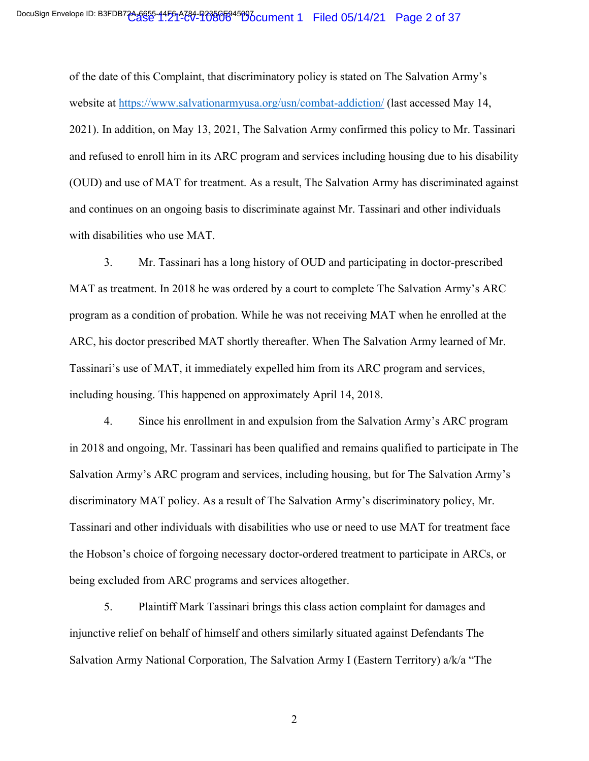of the date of this Complaint, that discriminatory policy is stated on The Salvation Army's website at https://www.salvationarmyusa.org/usn/combat-addiction/ (last accessed May 14, 2021). In addition, on May 13, 2021, The Salvation Army confirmed this policy to Mr. Tassinari and refused to enroll him in its ARC program and services including housing due to his disability (OUD) and use of MAT for treatment. As a result, The Salvation Army has discriminated against and continues on an ongoing basis to discriminate against Mr. Tassinari and other individuals with disabilities who use MAT.

3. Mr. Tassinari has a long history of OUD and participating in doctor-prescribed MAT as treatment. In 2018 he was ordered by a court to complete The Salvation Army's ARC program as a condition of probation. While he was not receiving MAT when he enrolled at the ARC, his doctor prescribed MAT shortly thereafter. When The Salvation Army learned of Mr. Tassinari's use of MAT, it immediately expelled him from its ARC program and services, including housing. This happened on approximately April 14, 2018.

4. Since his enrollment in and expulsion from the Salvation Army's ARC program in 2018 and ongoing, Mr. Tassinari has been qualified and remains qualified to participate in The Salvation Army's ARC program and services, including housing, but for The Salvation Army's discriminatory MAT policy. As a result of The Salvation Army's discriminatory policy, Mr. Tassinari and other individuals with disabilities who use or need to use MAT for treatment face the Hobson's choice of forgoing necessary doctor-ordered treatment to participate in ARCs, or being excluded from ARC programs and services altogether.

5. Plaintiff Mark Tassinari brings this class action complaint for damages and injunctive relief on behalf of himself and others similarly situated against Defendants The Salvation Army National Corporation, The Salvation Army I (Eastern Territory) a/k/a "The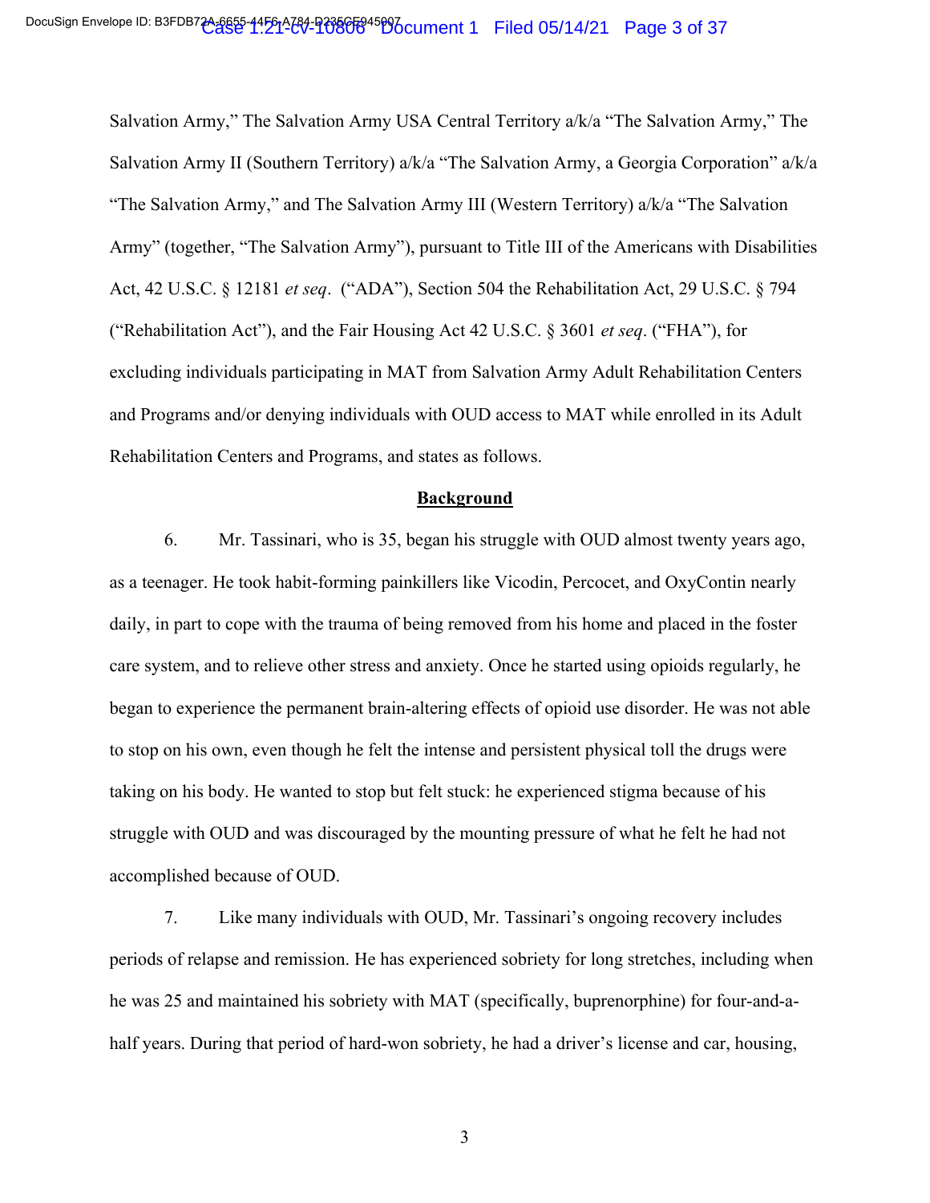Salvation Army," The Salvation Army USA Central Territory a/k/a "The Salvation Army," The Salvation Army II (Southern Territory) a/k/a "The Salvation Army, a Georgia Corporation" a/k/a "The Salvation Army," and The Salvation Army III (Western Territory) a/k/a "The Salvation Army" (together, "The Salvation Army"), pursuant to Title III of the Americans with Disabilities Act, 42 U.S.C. § 12181 *et seq*. ("ADA"), Section 504 the Rehabilitation Act, 29 U.S.C. § 794 ("Rehabilitation Act"), and the Fair Housing Act 42 U.S.C. § 3601 *et seq*. ("FHA"), for excluding individuals participating in MAT from Salvation Army Adult Rehabilitation Centers and Programs and/or denying individuals with OUD access to MAT while enrolled in its Adult Rehabilitation Centers and Programs, and states as follows.

## **Background**

6. Mr. Tassinari, who is 35, began his struggle with OUD almost twenty years ago, as a teenager. He took habit-forming painkillers like Vicodin, Percocet, and OxyContin nearly daily, in part to cope with the trauma of being removed from his home and placed in the foster care system, and to relieve other stress and anxiety. Once he started using opioids regularly, he began to experience the permanent brain-altering effects of opioid use disorder. He was not able to stop on his own, even though he felt the intense and persistent physical toll the drugs were taking on his body. He wanted to stop but felt stuck: he experienced stigma because of his struggle with OUD and was discouraged by the mounting pressure of what he felt he had not accomplished because of OUD.

7. Like many individuals with OUD, Mr. Tassinari's ongoing recovery includes periods of relapse and remission. He has experienced sobriety for long stretches, including when he was 25 and maintained his sobriety with MAT (specifically, buprenorphine) for four-and-a-half years. During that period of hard-won sobriety, he had a driver's license and car, housing,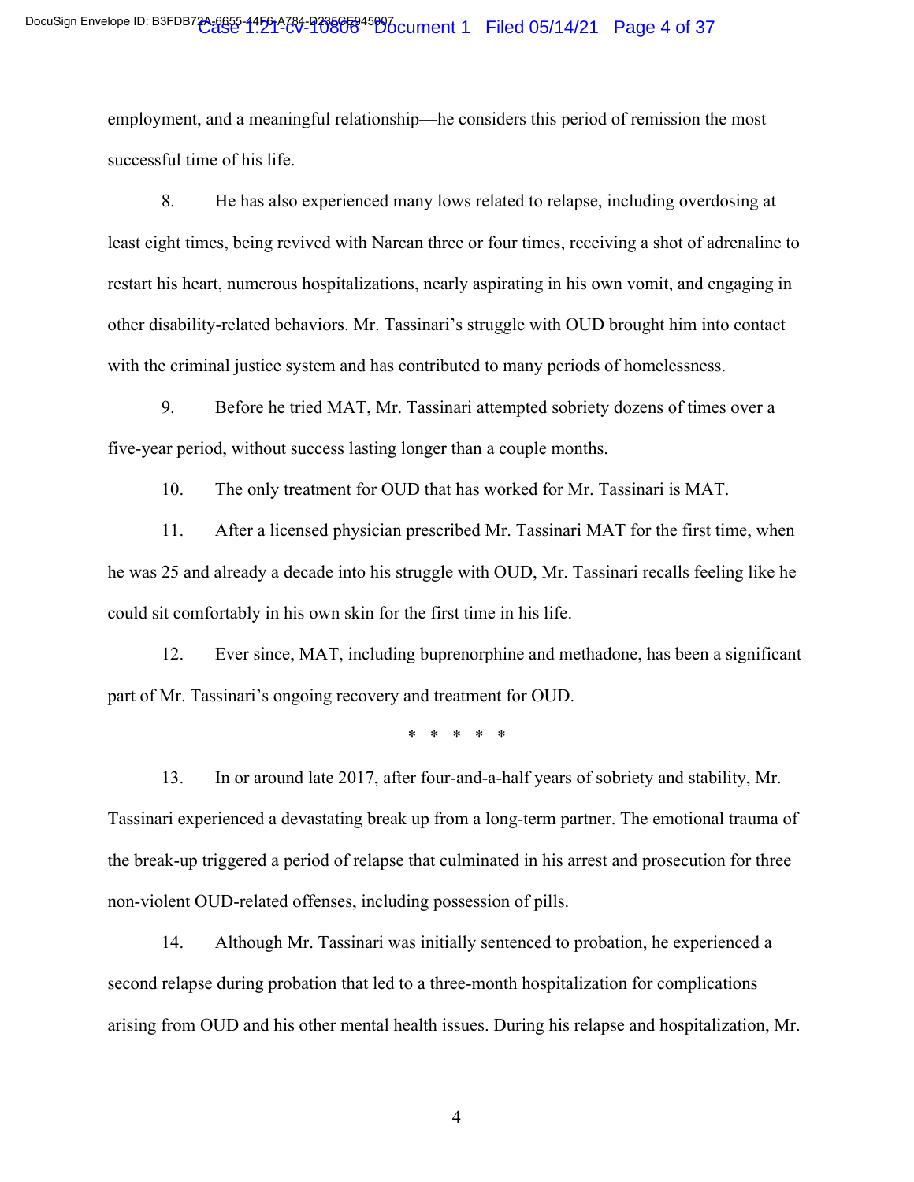employment, and a meaningful relationship—he considers this period of remission the most successful time of his life.

8. He has also experienced many lows related to relapse, including overdosing at least eight times, being revived with Narcan three or four times, receiving a shot of adrenaline to restart his heart, numerous hospitalizations, nearly aspirating in his own vomit, and engaging in other disability-related behaviors. Mr. Tassinari's struggle with OUD brought him into contact with the criminal justice system and has contributed to many periods of homelessness.

9. Before he tried MAT, Mr. Tassinari attempted sobriety dozens of times over a five-year period, without success lasting longer than a couple months.

10. The only treatment for OUD that has worked for Mr. Tassinari is MAT.

11. After a licensed physician prescribed Mr. Tassinari MAT for the first time, when he was 25 and already a decade into his struggle with OUD, Mr. Tassinari recalls feeling like he could sit comfortably in his own skin for the first time in his life.

12. Ever since, MAT, including buprenorphine and methadone, has been a significant part of Mr. Tassinari's ongoing recovery and treatment for OUD.

\* \* \* \* \*

13. In or around late 2017, after four-and-a-half years of sobriety and stability, Mr. Tassinari experienced a devastating break up from a long-term partner. The emotional trauma of the break-up triggered a period of relapse that culminated in his arrest and prosecution for three non-violent OUD-related offenses, including possession of pills.

14. Although Mr. Tassinari was initially sentenced to probation, he experienced a second relapse during probation that led to a three-month hospitalization for complications arising from OUD and his other mental health issues. During his relapse and hospitalization, Mr.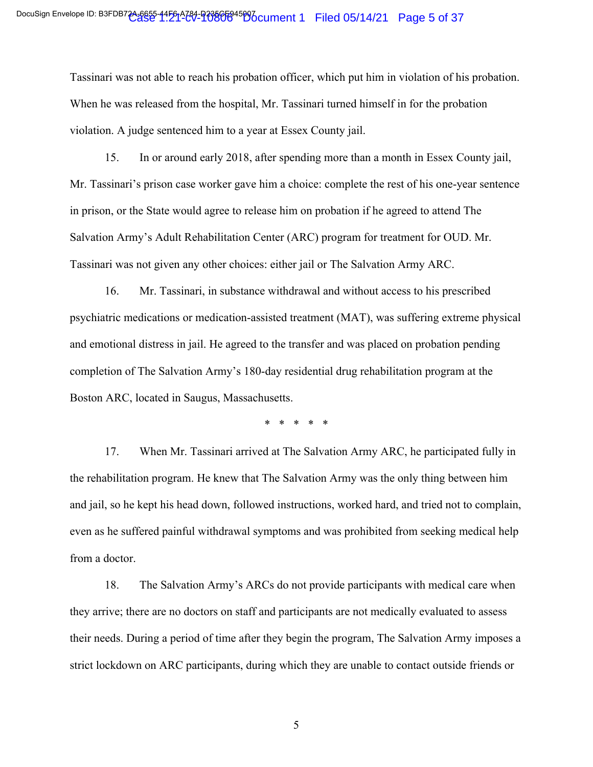Tassinari was not able to reach his probation officer, which put him in violation of his probation. When he was released from the hospital, Mr. Tassinari turned himself in for the probation violation. A judge sentenced him to a year at Essex County jail.

15. In or around early 2018, after spending more than a month in Essex County jail, Mr. Tassinari's prison case worker gave him a choice: complete the rest of his one-year sentence in prison, or the State would agree to release him on probation if he agreed to attend The Salvation Army's Adult Rehabilitation Center (ARC) program for treatment for OUD. Mr. Tassinari was not given any other choices: either jail or The Salvation Army ARC.

16. Mr. Tassinari, in substance withdrawal and without access to his prescribed psychiatric medications or medication-assisted treatment (MAT), was suffering extreme physical and emotional distress in jail. He agreed to the transfer and was placed on probation pending completion of The Salvation Army's 180-day residential drug rehabilitation program at the Boston ARC, located in Saugus, Massachusetts.

\* \* \* \* \*

17. When Mr. Tassinari arrived at The Salvation Army ARC, he participated fully in the rehabilitation program. He knew that The Salvation Army was the only thing between him and jail, so he kept his head down, followed instructions, worked hard, and tried not to complain, even as he suffered painful withdrawal symptoms and was prohibited from seeking medical help from a doctor.

18. The Salvation Army's ARCs do not provide participants with medical care when they arrive; there are no doctors on staff and participants are not medically evaluated to assess their needs. During a period of time after they begin the program, The Salvation Army imposes a strict lockdown on ARC participants, during which they are unable to contact outside friends or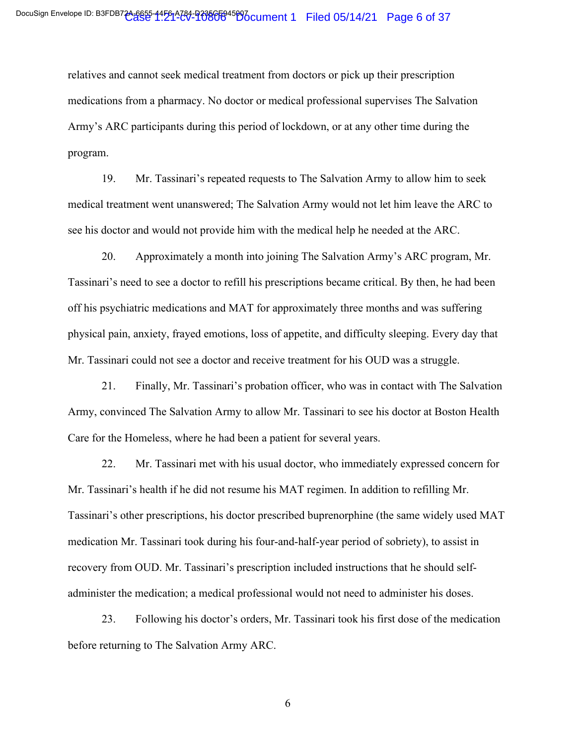relatives and cannot seek medical treatment from doctors or pick up their prescription medications from a pharmacy. No doctor or medical professional supervises The Salvation Army's ARC participants during this period of lockdown, or at any other time during the program.

19. Mr. Tassinari's repeated requests to The Salvation Army to allow him to seek medical treatment went unanswered; The Salvation Army would not let him leave the ARC to see his doctor and would not provide him with the medical help he needed at the ARC.

20. Approximately a month into joining The Salvation Army's ARC program, Mr. Tassinari's need to see a doctor to refill his prescriptions became critical. By then, he had been off his psychiatric medications and MAT for approximately three months and was suffering physical pain, anxiety, frayed emotions, loss of appetite, and difficulty sleeping. Every day that Mr. Tassinari could not see a doctor and receive treatment for his OUD was a struggle.

21. Finally, Mr. Tassinari's probation officer, who was in contact with The Salvation Army, convinced The Salvation Army to allow Mr. Tassinari to see his doctor at Boston Health Care for the Homeless, where he had been a patient for several years.

22. Mr. Tassinari met with his usual doctor, who immediately expressed concern for Mr. Tassinari's health if he did not resume his MAT regimen. In addition to refilling Mr. Tassinari's other prescriptions, his doctor prescribed buprenorphine (the same widely used MAT medication Mr. Tassinari took during his four-and-half-year period of sobriety), to assist in recovery from OUD. Mr. Tassinari's prescription included instructions that he should self-administer the medication; a medical professional would not need to administer his doses.

23. Following his doctor's orders, Mr. Tassinari took his first dose of the medication before returning to The Salvation Army ARC.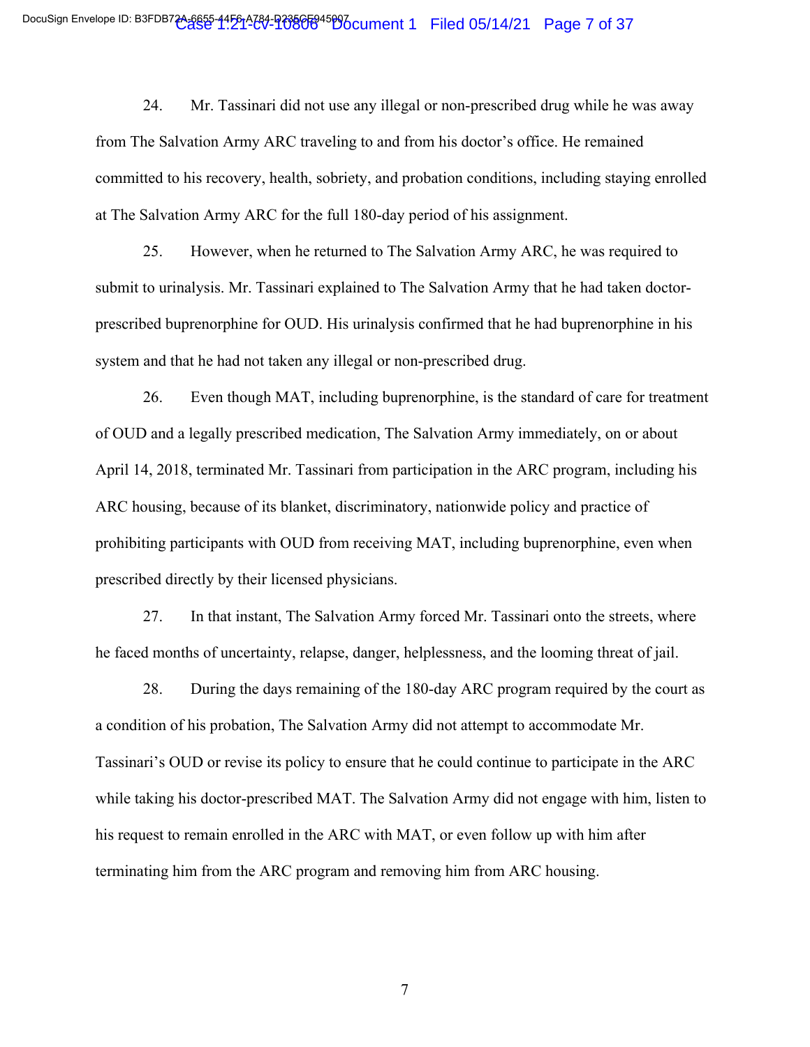24. Mr. Tassinari did not use any illegal or non-prescribed drug while he was away from The Salvation Army ARC traveling to and from his doctor's office. He remained committed to his recovery, health, sobriety, and probation conditions, including staying enrolled at The Salvation Army ARC for the full 180-day period of his assignment.

25. However, when he returned to The Salvation Army ARC, he was required to submit to urinalysis. Mr. Tassinari explained to The Salvation Army that he had taken doctor-prescribed buprenorphine for OUD. His urinalysis confirmed that he had buprenorphine in his system and that he had not taken any illegal or non-prescribed drug.

26. Even though MAT, including buprenorphine, is the standard of care for treatment of OUD and a legally prescribed medication, The Salvation Army immediately, on or about April 14, 2018, terminated Mr. Tassinari from participation in the ARC program, including his ARC housing, because of its blanket, discriminatory, nationwide policy and practice of prohibiting participants with OUD from receiving MAT, including buprenorphine, even when prescribed directly by their licensed physicians.

27. In that instant, The Salvation Army forced Mr. Tassinari onto the streets, where he faced months of uncertainty, relapse, danger, helplessness, and the looming threat of jail.

28. During the days remaining of the 180-day ARC program required by the court as a condition of his probation, The Salvation Army did not attempt to accommodate Mr. Tassinari's OUD or revise its policy to ensure that he could continue to participate in the ARC while taking his doctor-prescribed MAT. The Salvation Army did not engage with him, listen to his request to remain enrolled in the ARC with MAT, or even follow up with him after terminating him from the ARC program and removing him from ARC housing.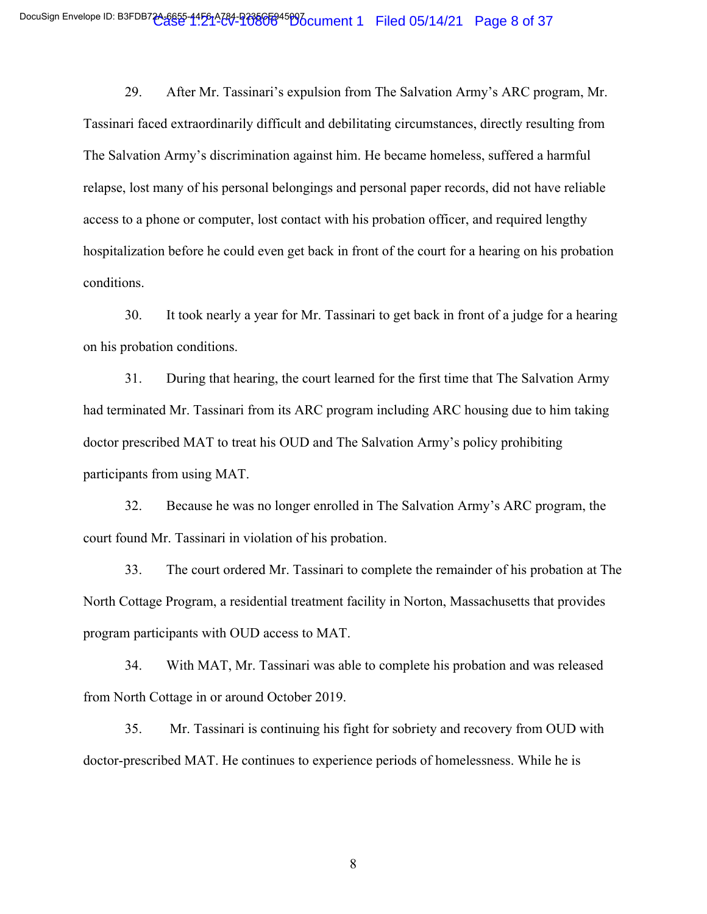29. After Mr. Tassinari's expulsion from The Salvation Army's ARC program, Mr. Tassinari faced extraordinarily difficult and debilitating circumstances, directly resulting from The Salvation Army's discrimination against him. He became homeless, suffered a harmful relapse, lost many of his personal belongings and personal paper records, did not have reliable access to a phone or computer, lost contact with his probation officer, and required lengthy hospitalization before he could even get back in front of the court for a hearing on his probation conditions.

30. It took nearly a year for Mr. Tassinari to get back in front of a judge for a hearing on his probation conditions.

31. During that hearing, the court learned for the first time that The Salvation Army had terminated Mr. Tassinari from its ARC program including ARC housing due to him taking doctor prescribed MAT to treat his OUD and The Salvation Army's policy prohibiting participants from using MAT.

32. Because he was no longer enrolled in The Salvation Army's ARC program, the court found Mr. Tassinari in violation of his probation.

33. The court ordered Mr. Tassinari to complete the remainder of his probation at The North Cottage Program, a residential treatment facility in Norton, Massachusetts that provides program participants with OUD access to MAT.

34. With MAT, Mr. Tassinari was able to complete his probation and was released from North Cottage in or around October 2019.

35. Mr. Tassinari is continuing his fight for sobriety and recovery from OUD with doctor-prescribed MAT. He continues to experience periods of homelessness. While he is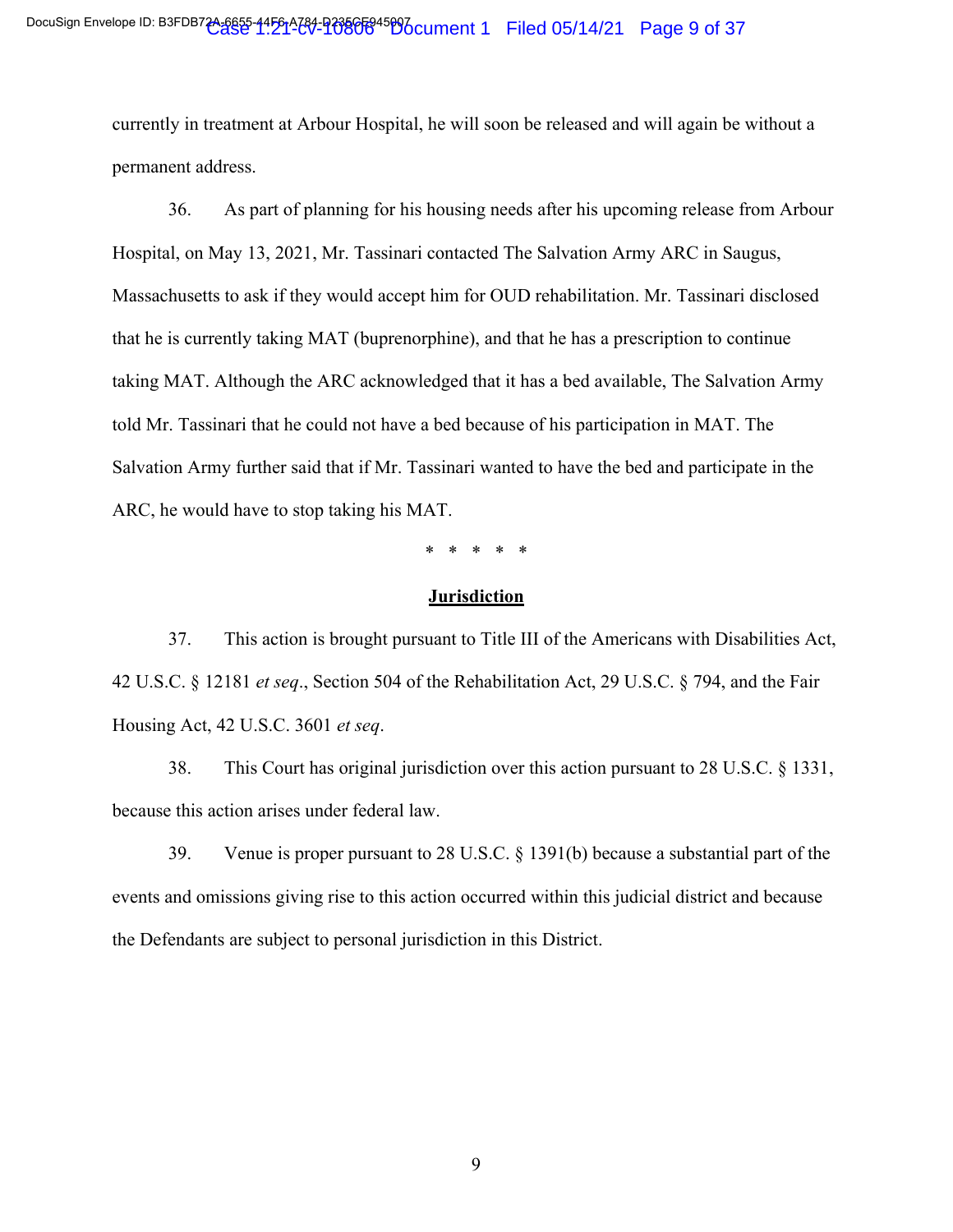currently in treatment at Arbour Hospital, he will soon be released and will again be without a permanent address.

36. As part of planning for his housing needs after his upcoming release from Arbour Hospital, on May 13, 2021, Mr. Tassinari contacted The Salvation Army ARC in Saugus, Massachusetts to ask if they would accept him for OUD rehabilitation. Mr. Tassinari disclosed that he is currently taking MAT (buprenorphine), and that he has a prescription to continue taking MAT. Although the ARC acknowledged that it has a bed available, The Salvation Army told Mr. Tassinari that he could not have a bed because of his participation in MAT. The Salvation Army further said that if Mr. Tassinari wanted to have the bed and participate in the ARC, he would have to stop taking his MAT.

\* \* \* \* \*

## Jurisdiction

37. This action is brought pursuant to Title III of the Americans with Disabilities Act, 42 U.S.C. § 12181 *et seq*., Section 504 of the Rehabilitation Act, 29 U.S.C. § 794, and the Fair Housing Act, 42 U.S.C. 3601 *et seq*.

38. This Court has original jurisdiction over this action pursuant to 28 U.S.C. § 1331, because this action arises under federal law.

39. Venue is proper pursuant to 28 U.S.C. § 1391(b) because a substantial part of the events and omissions giving rise to this action occurred within this judicial district and because the Defendants are subject to personal jurisdiction in this District.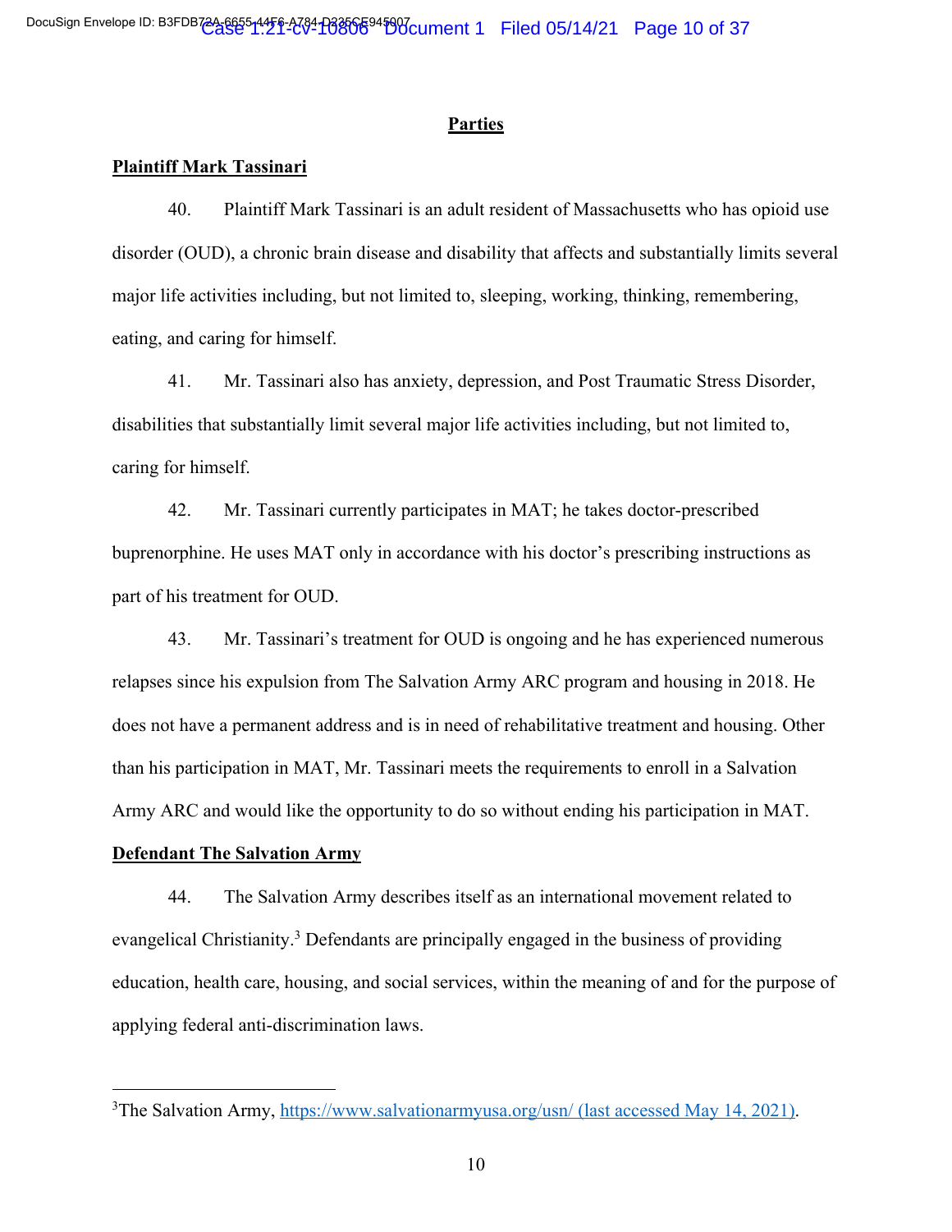## Parties

**Plaintiff Mark Tassinari**

40. Plaintiff Mark Tassinari is an adult resident of Massachusetts who has opioid use disorder (OUD), a chronic brain disease and disability that affects and substantially limits several major life activities including, but not limited to, sleeping, working, thinking, remembering, eating, and caring for himself.

41. Mr. Tassinari also has anxiety, depression, and Post Traumatic Stress Disorder, disabilities that substantially limit several major life activities including, but not limited to, caring for himself.

42. Mr. Tassinari currently participates in MAT; he takes doctor-prescribed buprenorphine. He uses MAT only in accordance with his doctor's prescribing instructions as part of his treatment for OUD.

43. Mr. Tassinari's treatment for OUD is ongoing and he has experienced numerous relapses since his expulsion from The Salvation Army ARC program and housing in 2018. He does not have a permanent address and is in need of rehabilitative treatment and housing. Other than his participation in MAT, Mr. Tassinari meets the requirements to enroll in a Salvation Army ARC and would like the opportunity to do so without ending his participation in MAT.

**Defendant The Salvation Army**

44. The Salvation Army describes itself as an international movement related to evangelical Christianity.[3] Defendants are principally engaged in the business of providing education, health care, housing, and social services, within the meaning of and for the purpose of applying federal anti-discrimination laws.

[3] The Salvation Army, https://www.salvationarmyusa.org/usn/ (last accessed May 14, 2021).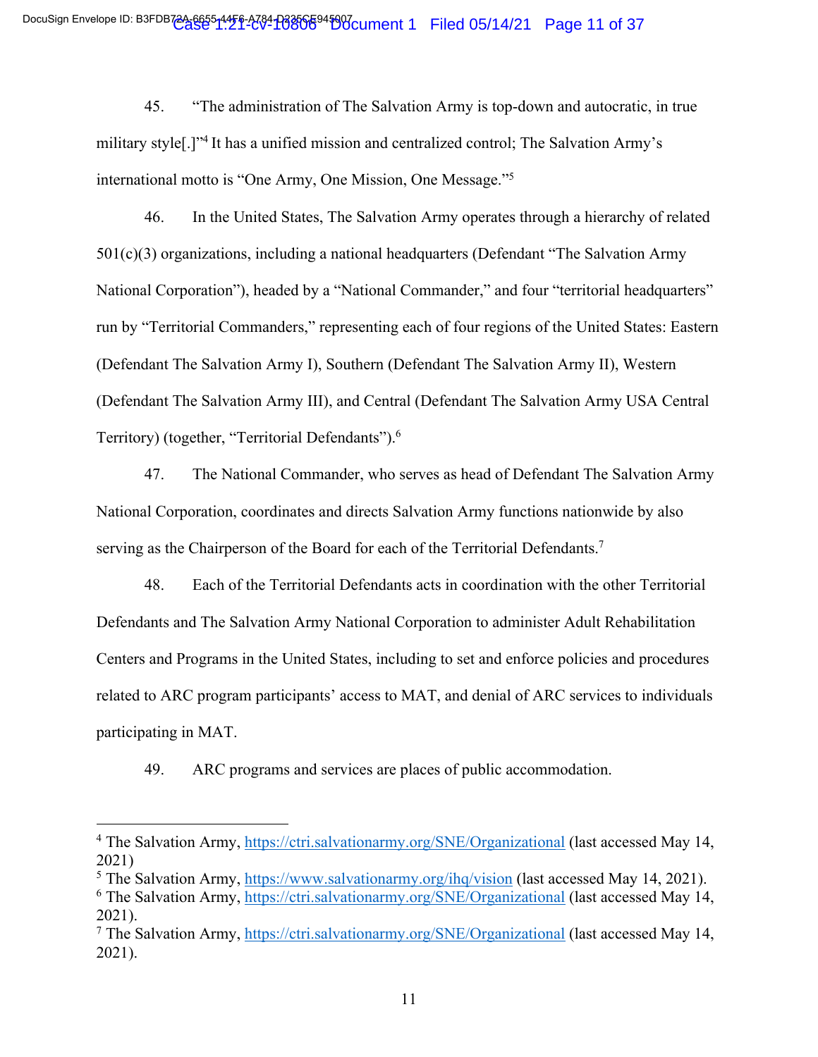45. "The administration of The Salvation Army is top-down and autocratic, in true military style[.]"[4] It has a unified mission and centralized control; The Salvation Army's international motto is "One Army, One Mission, One Message."[5]

46. In the United States, The Salvation Army operates through a hierarchy of related 501(c)(3) organizations, including a national headquarters (Defendant "The Salvation Army National Corporation"), headed by a "National Commander," and four "territorial headquarters" run by "Territorial Commanders," representing each of four regions of the United States: Eastern (Defendant The Salvation Army I), Southern (Defendant The Salvation Army II), Western (Defendant The Salvation Army III), and Central (Defendant The Salvation Army USA Central Territory) (together, "Territorial Defendants").[6]

47. The National Commander, who serves as head of Defendant The Salvation Army National Corporation, coordinates and directs Salvation Army functions nationwide by also serving as the Chairperson of the Board for each of the Territorial Defendants.[7]

48. Each of the Territorial Defendants acts in coordination with the other Territorial Defendants and The Salvation Army National Corporation to administer Adult Rehabilitation Centers and Programs in the United States, including to set and enforce policies and procedures related to ARC program participants' access to MAT, and denial of ARC services to individuals participating in MAT.

49. ARC programs and services are places of public accommodation.

---

[4] The Salvation Army, https://ctri.salvationarmy.org/SNE/Organizational (last accessed May 14, 2021)

[5] The Salvation Army, https://www.salvationarmy.org/ihq/vision (last accessed May 14, 2021).

[6] The Salvation Army, https://ctri.salvationarmy.org/SNE/Organizational (last accessed May 14, 2021).

[7] The Salvation Army, https://ctri.salvationarmy.org/SNE/Organizational (last accessed May 14, 2021).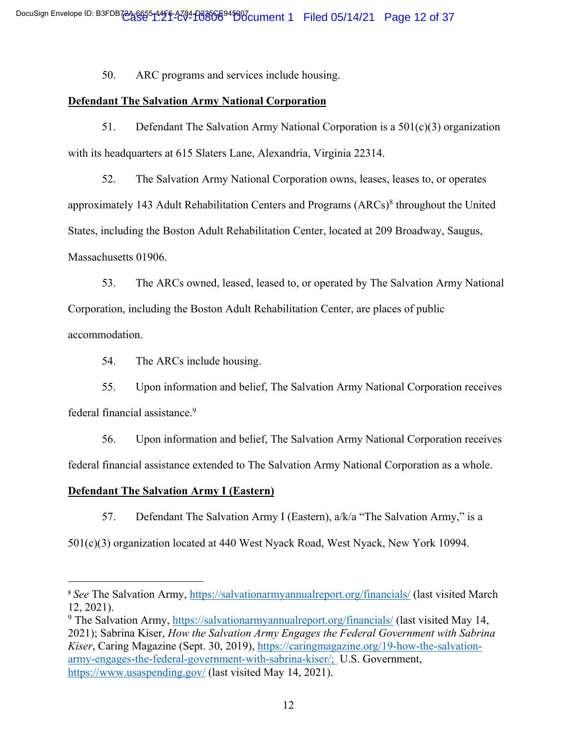50. ARC programs and services include housing.

**Defendant The Salvation Army National Corporation**

51. Defendant The Salvation Army National Corporation is a 501(c)(3) organization with its headquarters at 615 Slaters Lane, Alexandria, Virginia 22314.

52. The Salvation Army National Corporation owns, leases, leases to, or operates approximately 143 Adult Rehabilitation Centers and Programs (ARCs)[8] throughout the United States, including the Boston Adult Rehabilitation Center, located at 209 Broadway, Saugus, Massachusetts 01906.

53. The ARCs owned, leased, leased to, or operated by The Salvation Army National Corporation, including the Boston Adult Rehabilitation Center, are places of public accommodation.

54. The ARCs include housing.

55. Upon information and belief, The Salvation Army National Corporation receives federal financial assistance.[9]

56. Upon information and belief, The Salvation Army National Corporation receives federal financial assistance extended to The Salvation Army National Corporation as a whole.

**Defendant The Salvation Army I (Eastern)**

57. Defendant The Salvation Army I (Eastern), a/k/a "The Salvation Army," is a 501(c)(3) organization located at 440 West Nyack Road, West Nyack, New York 10994.

---

[8] *See* The Salvation Army, https://salvationarmyannualreport.org/financials/ (last visited March 12, 2021).

[9] The Salvation Army, https://salvationarmyannualreport.org/financials/ (last visited May 14, 2021); Sabrina Kiser, *How the Salvation Army Engages the Federal Government with Sabrina Kiser*, Caring Magazine (Sept. 30, 2019), https://caringmagazine.org/19-how-the-salvation-army-engages-the-federal-government-with-sabrina-kiser/; U.S. Government, https://www.usaspending.gov/ (last visited May 14, 2021).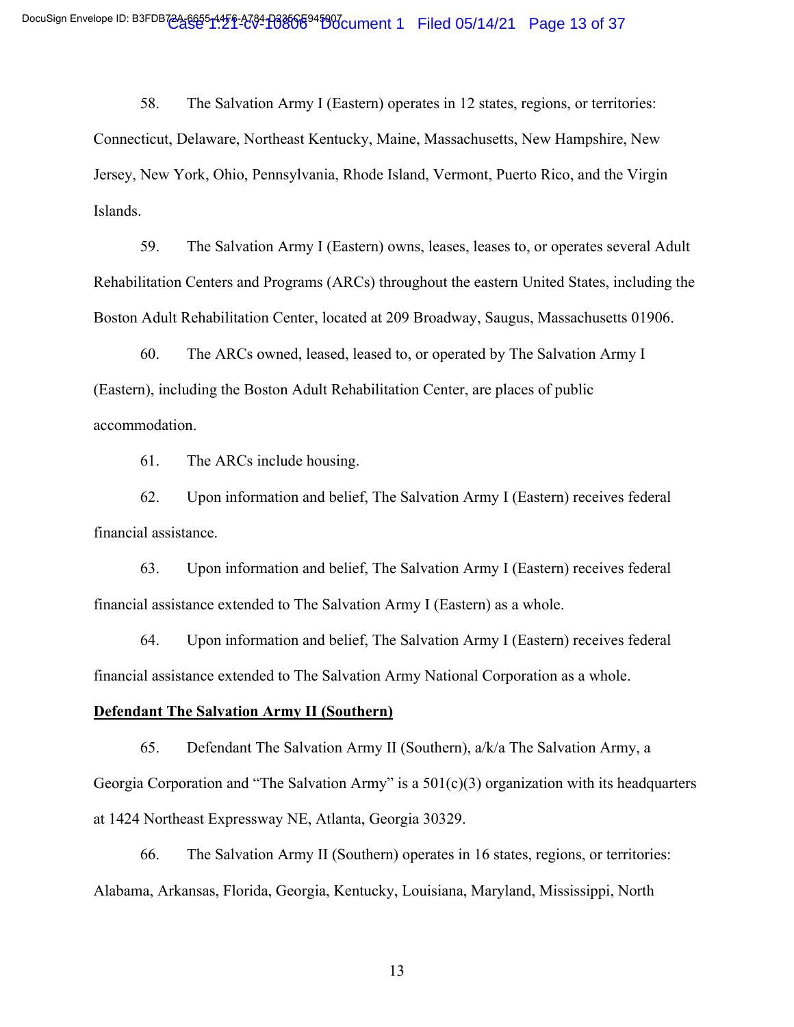58. The Salvation Army I (Eastern) operates in 12 states, regions, or territories: Connecticut, Delaware, Northeast Kentucky, Maine, Massachusetts, New Hampshire, New Jersey, New York, Ohio, Pennsylvania, Rhode Island, Vermont, Puerto Rico, and the Virgin Islands.

59. The Salvation Army I (Eastern) owns, leases, leases to, or operates several Adult Rehabilitation Centers and Programs (ARCs) throughout the eastern United States, including the Boston Adult Rehabilitation Center, located at 209 Broadway, Saugus, Massachusetts 01906.

60. The ARCs owned, leased, leased to, or operated by The Salvation Army I (Eastern), including the Boston Adult Rehabilitation Center, are places of public accommodation.

61. The ARCs include housing.

62. Upon information and belief, The Salvation Army I (Eastern) receives federal financial assistance.

63. Upon information and belief, The Salvation Army I (Eastern) receives federal financial assistance extended to The Salvation Army I (Eastern) as a whole.

64. Upon information and belief, The Salvation Army I (Eastern) receives federal financial assistance extended to The Salvation Army National Corporation as a whole.

**Defendant The Salvation Army II (Southern)**

65. Defendant The Salvation Army II (Southern), a/k/a The Salvation Army, a Georgia Corporation and "The Salvation Army" is a 501(c)(3) organization with its headquarters at 1424 Northeast Expressway NE, Atlanta, Georgia 30329.

66. The Salvation Army II (Southern) operates in 16 states, regions, or territories: Alabama, Arkansas, Florida, Georgia, Kentucky, Louisiana, Maryland, Mississippi, North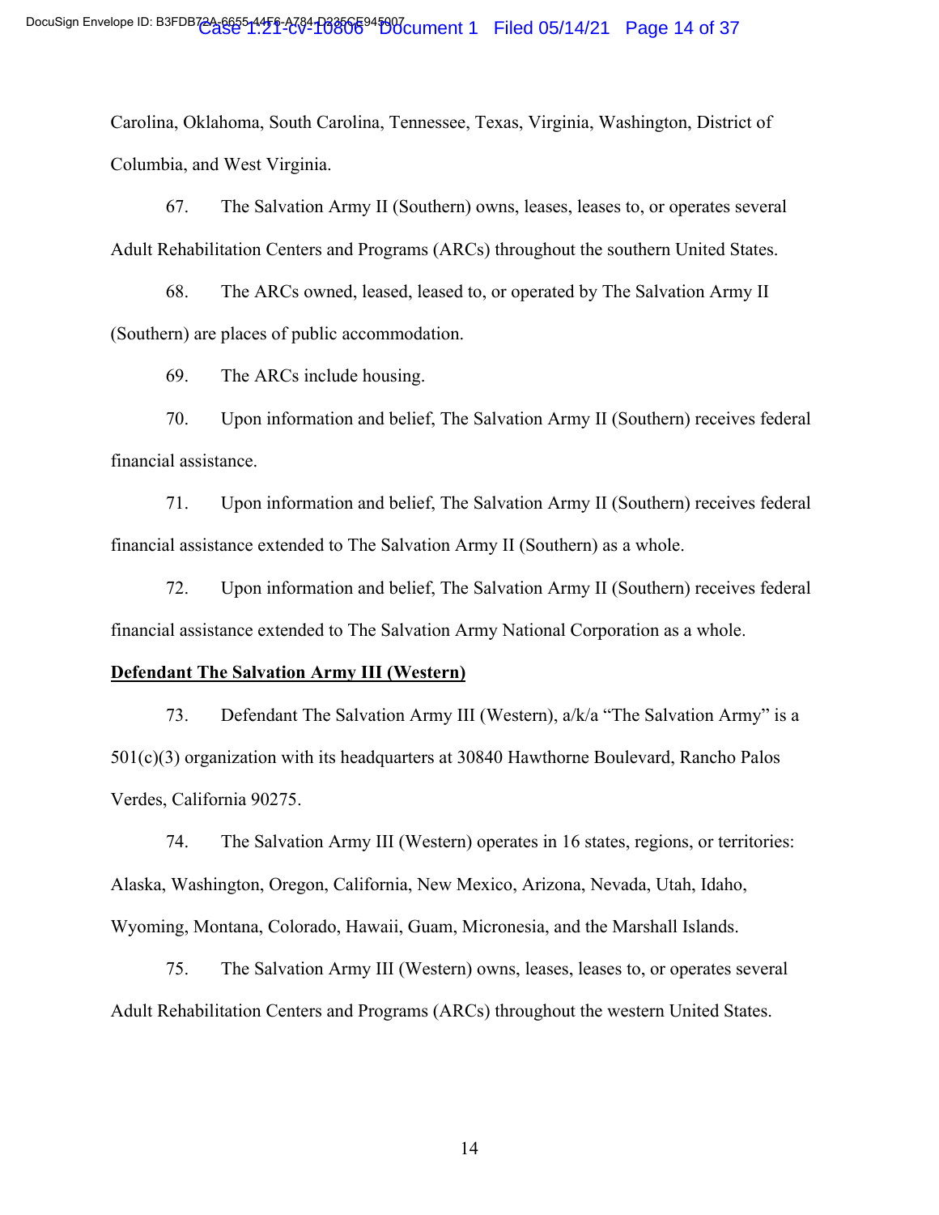Carolina, Oklahoma, South Carolina, Tennessee, Texas, Virginia, Washington, District of Columbia, and West Virginia.

67. The Salvation Army II (Southern) owns, leases, leases to, or operates several Adult Rehabilitation Centers and Programs (ARCs) throughout the southern United States.

68. The ARCs owned, leased, leased to, or operated by The Salvation Army II (Southern) are places of public accommodation.

69. The ARCs include housing.

70. Upon information and belief, The Salvation Army II (Southern) receives federal financial assistance.

71. Upon information and belief, The Salvation Army II (Southern) receives federal financial assistance extended to The Salvation Army II (Southern) as a whole.

72. Upon information and belief, The Salvation Army II (Southern) receives federal financial assistance extended to The Salvation Army National Corporation as a whole.

**Defendant The Salvation Army III (Western)**

73. Defendant The Salvation Army III (Western), a/k/a "The Salvation Army" is a 501(c)(3) organization with its headquarters at 30840 Hawthorne Boulevard, Rancho Palos Verdes, California 90275.

74. The Salvation Army III (Western) operates in 16 states, regions, or territories: Alaska, Washington, Oregon, California, New Mexico, Arizona, Nevada, Utah, Idaho, Wyoming, Montana, Colorado, Hawaii, Guam, Micronesia, and the Marshall Islands.

75. The Salvation Army III (Western) owns, leases, leases to, or operates several Adult Rehabilitation Centers and Programs (ARCs) throughout the western United States.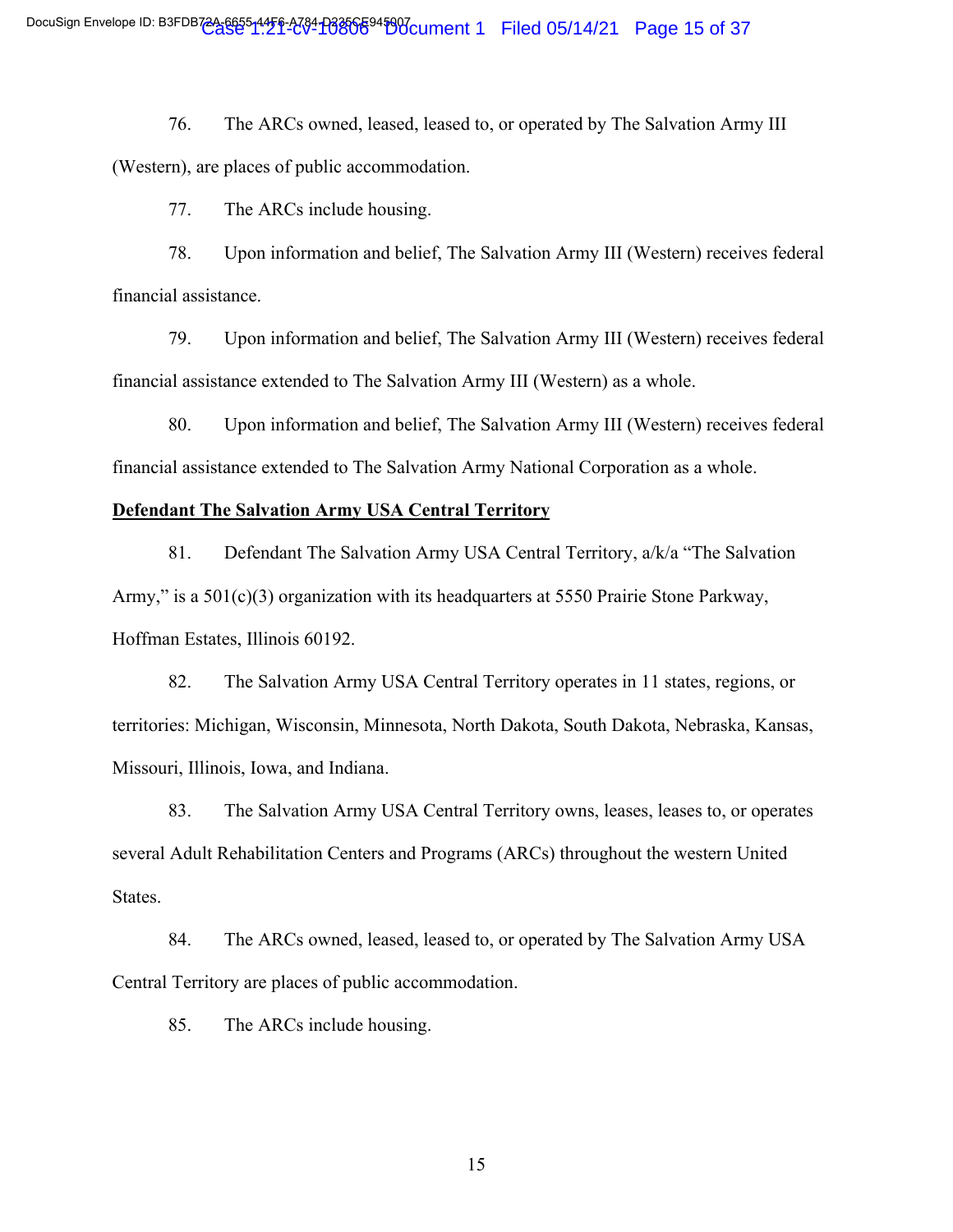76. The ARCs owned, leased, leased to, or operated by The Salvation Army III (Western), are places of public accommodation.

77. The ARCs include housing.

78. Upon information and belief, The Salvation Army III (Western) receives federal financial assistance.

79. Upon information and belief, The Salvation Army III (Western) receives federal financial assistance extended to The Salvation Army III (Western) as a whole.

80. Upon information and belief, The Salvation Army III (Western) receives federal financial assistance extended to The Salvation Army National Corporation as a whole.

**Defendant The Salvation Army USA Central Territory**

81. Defendant The Salvation Army USA Central Territory, a/k/a "The Salvation Army," is a 501(c)(3) organization with its headquarters at 5550 Prairie Stone Parkway, Hoffman Estates, Illinois 60192.

82. The Salvation Army USA Central Territory operates in 11 states, regions, or territories: Michigan, Wisconsin, Minnesota, North Dakota, South Dakota, Nebraska, Kansas, Missouri, Illinois, Iowa, and Indiana.

83. The Salvation Army USA Central Territory owns, leases, leases to, or operates several Adult Rehabilitation Centers and Programs (ARCs) throughout the western United States.

84. The ARCs owned, leased, leased to, or operated by The Salvation Army USA Central Territory are places of public accommodation.

85. The ARCs include housing.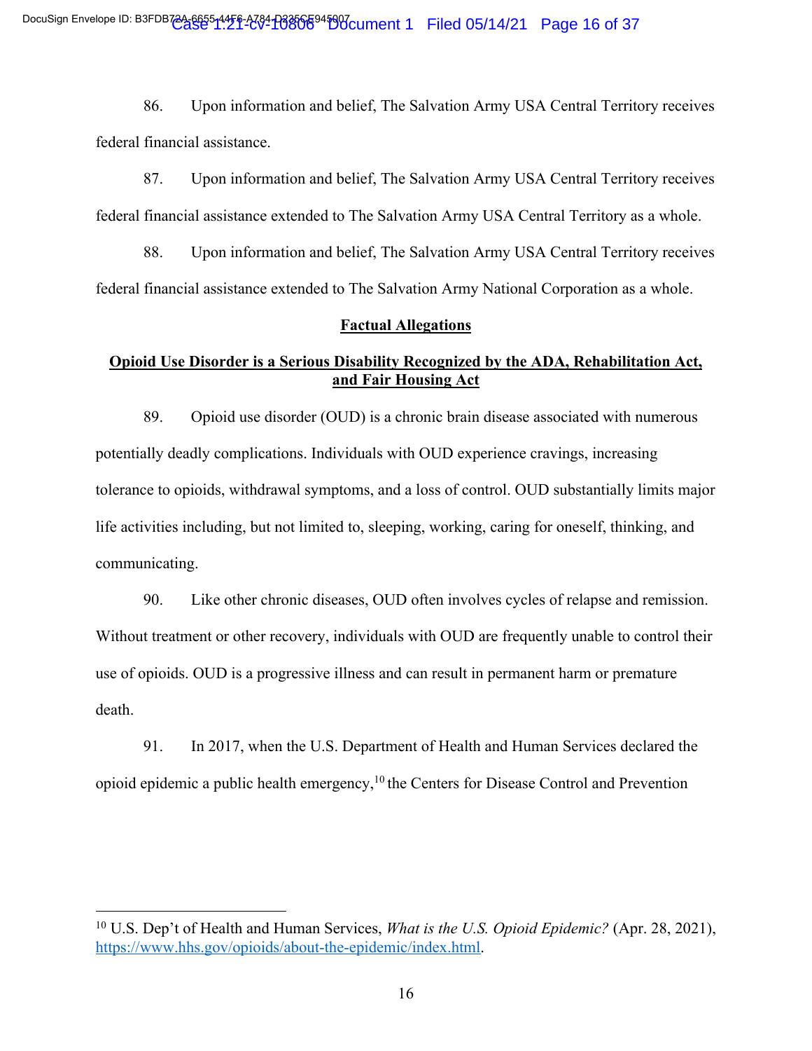86. Upon information and belief, The Salvation Army USA Central Territory receives federal financial assistance.

87. Upon information and belief, The Salvation Army USA Central Territory receives federal financial assistance extended to The Salvation Army USA Central Territory as a whole.

88. Upon information and belief, The Salvation Army USA Central Territory receives federal financial assistance extended to The Salvation Army National Corporation as a whole.

## Factual Allegations

### Opioid Use Disorder is a Serious Disability Recognized by the ADA, Rehabilitation Act, and Fair Housing Act

89. Opioid use disorder (OUD) is a chronic brain disease associated with numerous potentially deadly complications. Individuals with OUD experience cravings, increasing tolerance to opioids, withdrawal symptoms, and a loss of control. OUD substantially limits major life activities including, but not limited to, sleeping, working, caring for oneself, thinking, and communicating.

90. Like other chronic diseases, OUD often involves cycles of relapse and remission. Without treatment or other recovery, individuals with OUD are frequently unable to control their use of opioids. OUD is a progressive illness and can result in permanent harm or premature death.

91. In 2017, when the U.S. Department of Health and Human Services declared the opioid epidemic a public health emergency,[10] the Centers for Disease Control and Prevention

---

[10] U.S. Dep't of Health and Human Services, *What is the U.S. Opioid Epidemic?* (Apr. 28, 2021), https://www.hhs.gov/opioids/about-the-epidemic/index.html.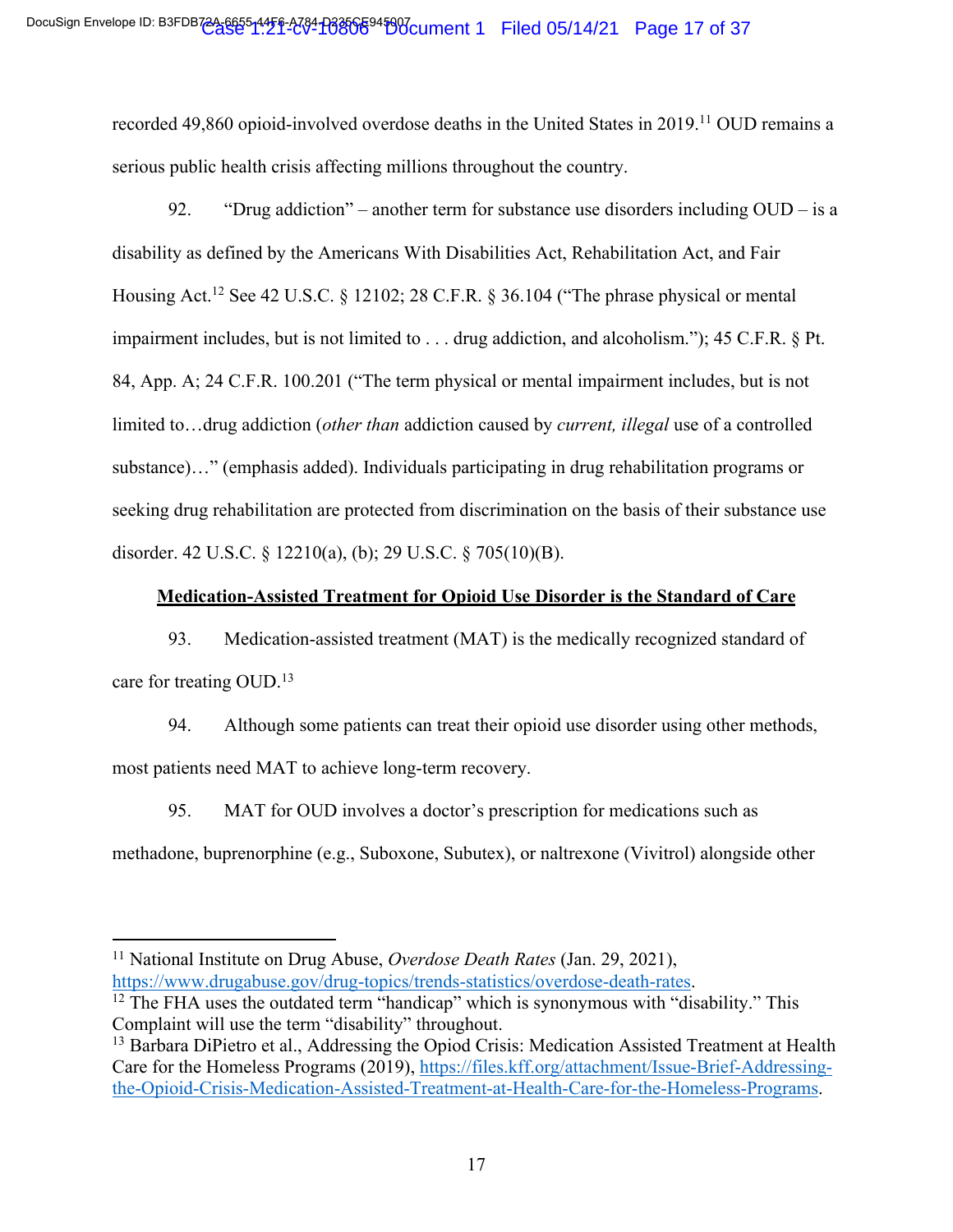recorded 49,860 opioid-involved overdose deaths in the United States in 2019.[11] OUD remains a serious public health crisis affecting millions throughout the country.

92. "Drug addiction" – another term for substance use disorders including OUD – is a disability as defined by the Americans With Disabilities Act, Rehabilitation Act, and Fair Housing Act.[12] See 42 U.S.C. § 12102; 28 C.F.R. § 36.104 ("The phrase physical or mental impairment includes, but is not limited to . . . drug addiction, and alcoholism."); 45 C.F.R. § Pt. 84, App. A; 24 C.F.R. 100.201 ("The term physical or mental impairment includes, but is not limited to…drug addiction (*other than* addiction caused by *current, illegal* use of a controlled substance)…" (emphasis added). Individuals participating in drug rehabilitation programs or seeking drug rehabilitation are protected from discrimination on the basis of their substance use disorder. 42 U.S.C. § 12210(a), (b); 29 U.S.C. § 705(10)(B).

**Medication-Assisted Treatment for Opioid Use Disorder is the Standard of Care**

93. Medication-assisted treatment (MAT) is the medically recognized standard of care for treating OUD.[13]

94. Although some patients can treat their opioid use disorder using other methods, most patients need MAT to achieve long-term recovery.

95. MAT for OUD involves a doctor's prescription for medications such as methadone, buprenorphine (e.g., Suboxone, Subutex), or naltrexone (Vivitrol) alongside other

---

[11] National Institute on Drug Abuse, *Overdose Death Rates* (Jan. 29, 2021), https://www.drugabuse.gov/drug-topics/trends-statistics/overdose-death-rates.

[12] The FHA uses the outdated term "handicap" which is synonymous with "disability." This Complaint will use the term "disability" throughout.

[13] Barbara DiPietro et al., Addressing the Opiod Crisis: Medication Assisted Treatment at Health Care for the Homeless Programs (2019), https://files.kff.org/attachment/Issue-Brief-Addressing-the-Opioid-Crisis-Medication-Assisted-Treatment-at-Health-Care-for-the-Homeless-Programs.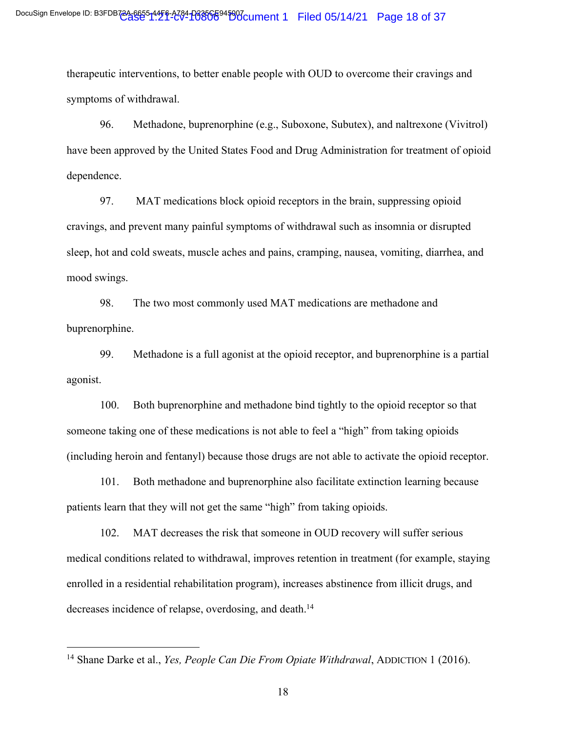therapeutic interventions, to better enable people with OUD to overcome their cravings and symptoms of withdrawal.

96. Methadone, buprenorphine (e.g., Suboxone, Subutex), and naltrexone (Vivitrol) have been approved by the United States Food and Drug Administration for treatment of opioid dependence.

97. MAT medications block opioid receptors in the brain, suppressing opioid cravings, and prevent many painful symptoms of withdrawal such as insomnia or disrupted sleep, hot and cold sweats, muscle aches and pains, cramping, nausea, vomiting, diarrhea, and mood swings.

98. The two most commonly used MAT medications are methadone and buprenorphine.

99. Methadone is a full agonist at the opioid receptor, and buprenorphine is a partial agonist.

100. Both buprenorphine and methadone bind tightly to the opioid receptor so that someone taking one of these medications is not able to feel a "high" from taking opioids (including heroin and fentanyl) because those drugs are not able to activate the opioid receptor.

101. Both methadone and buprenorphine also facilitate extinction learning because patients learn that they will not get the same "high" from taking opioids.

102. MAT decreases the risk that someone in OUD recovery will suffer serious medical conditions related to withdrawal, improves retention in treatment (for example, staying enrolled in a residential rehabilitation program), increases abstinence from illicit drugs, and decreases incidence of relapse, overdosing, and death.[14]

---

[14] Shane Darke et al., *Yes, People Can Die From Opiate Withdrawal*, ADDICTION 1 (2016).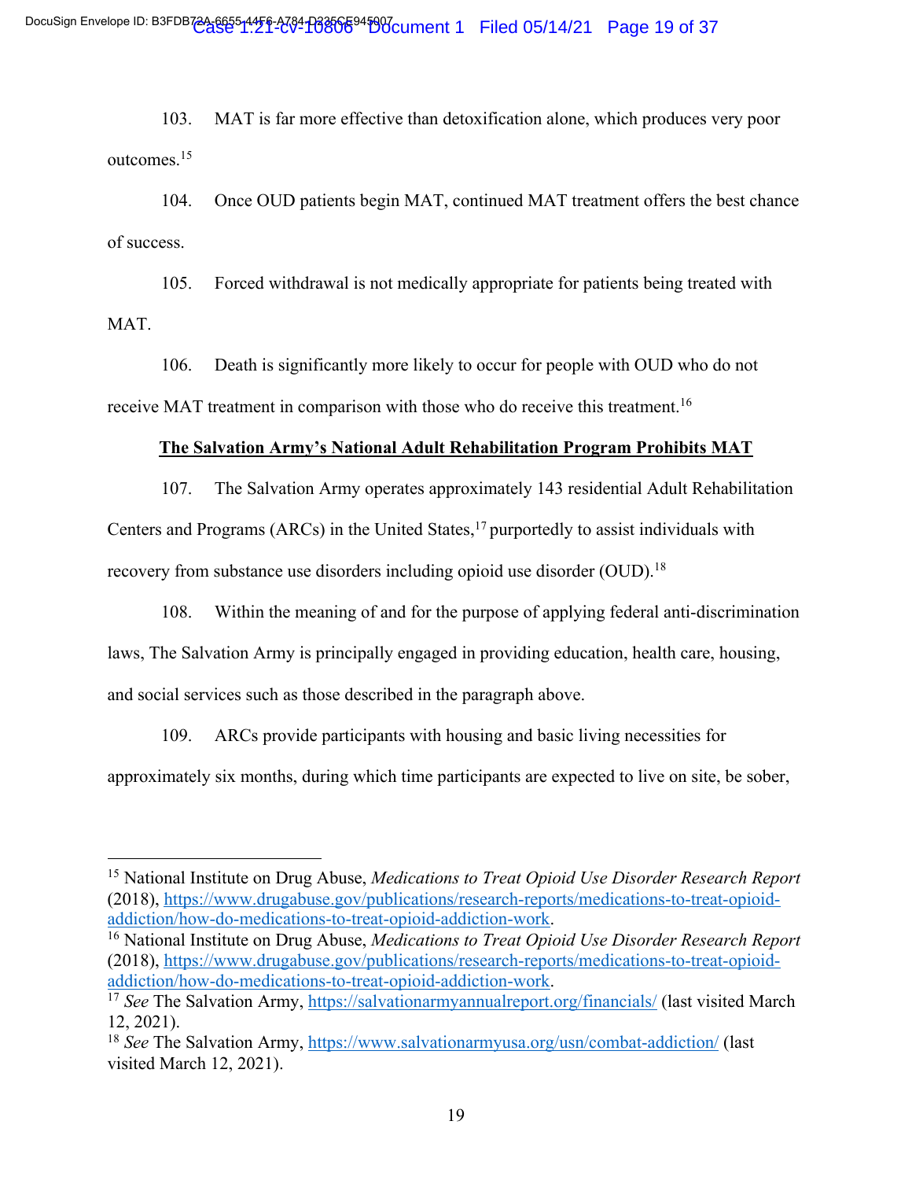103. MAT is far more effective than detoxification alone, which produces very poor outcomes.[15]

104. Once OUD patients begin MAT, continued MAT treatment offers the best chance of success.

105. Forced withdrawal is not medically appropriate for patients being treated with MAT.

106. Death is significantly more likely to occur for people with OUD who do not receive MAT treatment in comparison with those who do receive this treatment.[16]

**The Salvation Army's National Adult Rehabilitation Program Prohibits MAT**

107. The Salvation Army operates approximately 143 residential Adult Rehabilitation Centers and Programs (ARCs) in the United States,[17] purportedly to assist individuals with recovery from substance use disorders including opioid use disorder (OUD).[18]

108. Within the meaning of and for the purpose of applying federal anti-discrimination laws, The Salvation Army is principally engaged in providing education, health care, housing, and social services such as those described in the paragraph above.

109. ARCs provide participants with housing and basic living necessities for approximately six months, during which time participants are expected to live on site, be sober,

---

[15] National Institute on Drug Abuse, *Medications to Treat Opioid Use Disorder Research Report* (2018), https://www.drugabuse.gov/publications/research-reports/medications-to-treat-opioid-addiction/how-do-medications-to-treat-opioid-addiction-work.

[16] National Institute on Drug Abuse, *Medications to Treat Opioid Use Disorder Research Report* (2018), https://www.drugabuse.gov/publications/research-reports/medications-to-treat-opioid-addiction/how-do-medications-to-treat-opioid-addiction-work.

[17] *See* The Salvation Army, https://salvationarmyannualreport.org/financials/ (last visited March 12, 2021).

[18] *See* The Salvation Army, https://www.salvationarmyusa.org/usn/combat-addiction/ (last visited March 12, 2021).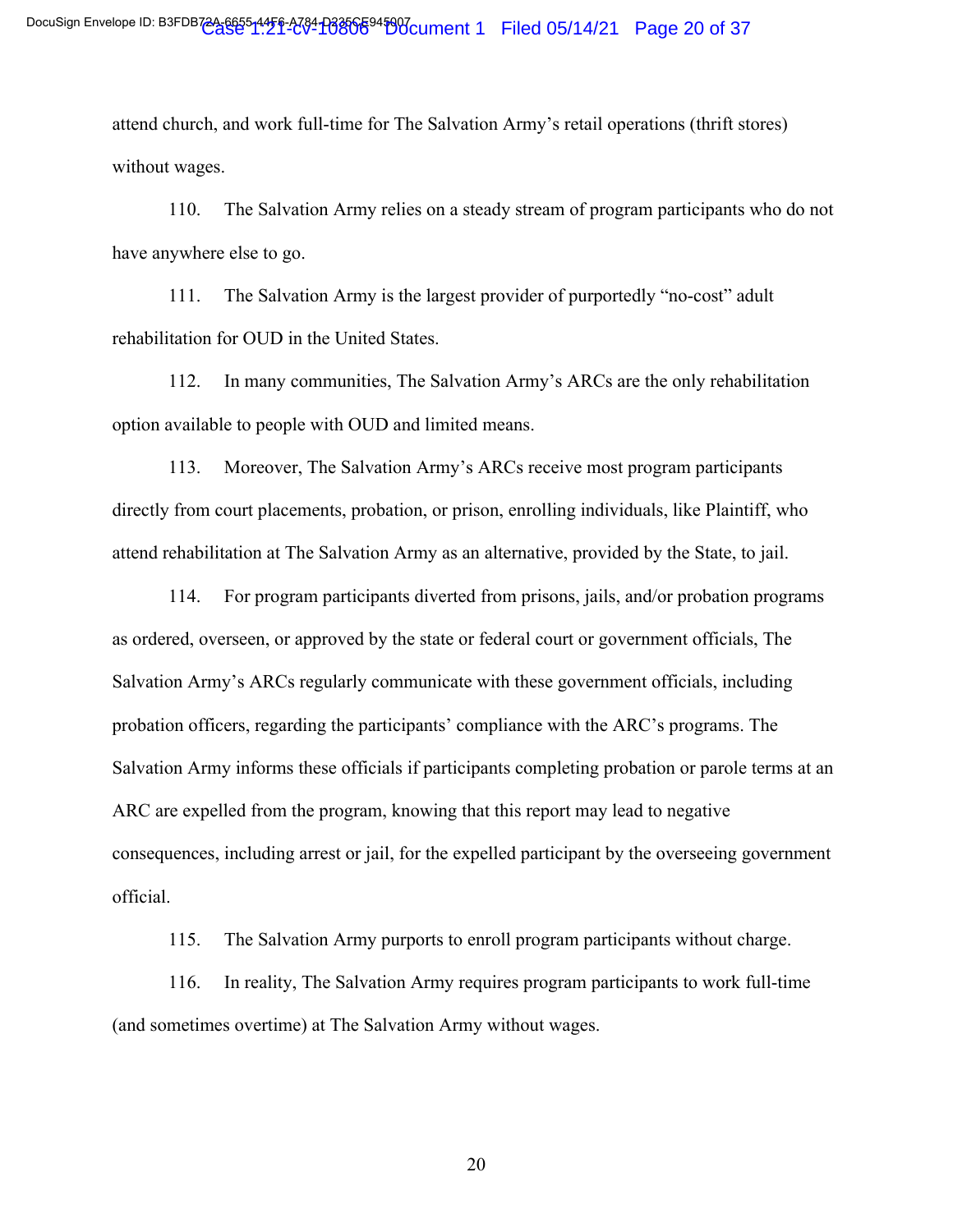attend church, and work full-time for The Salvation Army's retail operations (thrift stores) without wages.

110. The Salvation Army relies on a steady stream of program participants who do not have anywhere else to go.

111. The Salvation Army is the largest provider of purportedly "no-cost" adult rehabilitation for OUD in the United States.

112. In many communities, The Salvation Army's ARCs are the only rehabilitation option available to people with OUD and limited means.

113. Moreover, The Salvation Army's ARCs receive most program participants directly from court placements, probation, or prison, enrolling individuals, like Plaintiff, who attend rehabilitation at The Salvation Army as an alternative, provided by the State, to jail.

114. For program participants diverted from prisons, jails, and/or probation programs as ordered, overseen, or approved by the state or federal court or government officials, The Salvation Army's ARCs regularly communicate with these government officials, including probation officers, regarding the participants' compliance with the ARC's programs. The Salvation Army informs these officials if participants completing probation or parole terms at an ARC are expelled from the program, knowing that this report may lead to negative consequences, including arrest or jail, for the expelled participant by the overseeing government official.

115. The Salvation Army purports to enroll program participants without charge.

116. In reality, The Salvation Army requires program participants to work full-time (and sometimes overtime) at The Salvation Army without wages.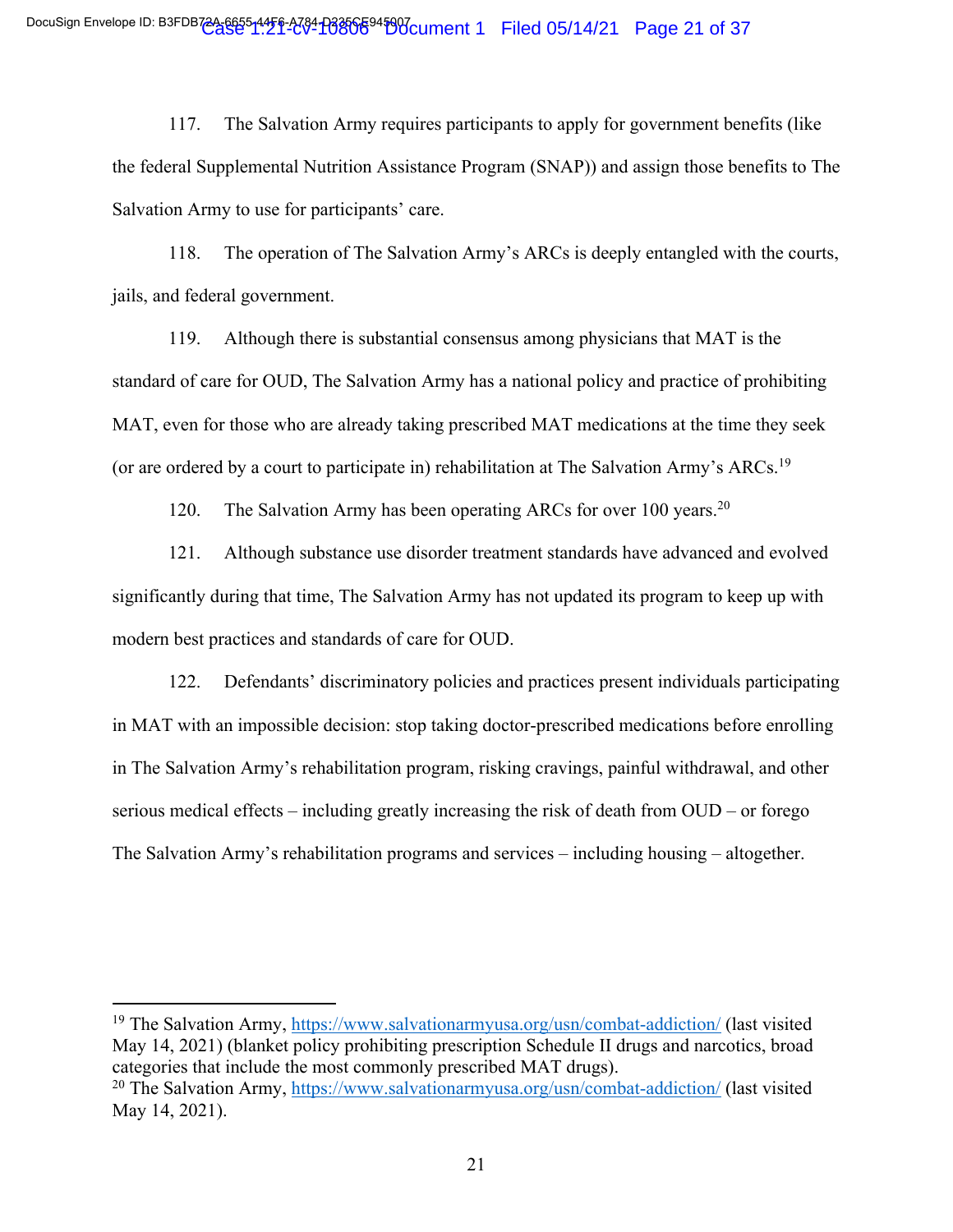117. The Salvation Army requires participants to apply for government benefits (like the federal Supplemental Nutrition Assistance Program (SNAP)) and assign those benefits to The Salvation Army to use for participants' care.

118. The operation of The Salvation Army's ARCs is deeply entangled with the courts, jails, and federal government.

119. Although there is substantial consensus among physicians that MAT is the standard of care for OUD, The Salvation Army has a national policy and practice of prohibiting MAT, even for those who are already taking prescribed MAT medications at the time they seek (or are ordered by a court to participate in) rehabilitation at The Salvation Army's ARCs.[19]

120. The Salvation Army has been operating ARCs for over 100 years.[20]

121. Although substance use disorder treatment standards have advanced and evolved significantly during that time, The Salvation Army has not updated its program to keep up with modern best practices and standards of care for OUD.

122. Defendants' discriminatory policies and practices present individuals participating in MAT with an impossible decision: stop taking doctor-prescribed medications before enrolling in The Salvation Army's rehabilitation program, risking cravings, painful withdrawal, and other serious medical effects – including greatly increasing the risk of death from OUD – or forego The Salvation Army's rehabilitation programs and services – including housing – altogether.

---

[19] The Salvation Army, https://www.salvationarmyusa.org/usn/combat-addiction/ (last visited May 14, 2021) (blanket policy prohibiting prescription Schedule II drugs and narcotics, broad categories that include the most commonly prescribed MAT drugs).

[20] The Salvation Army, https://www.salvationarmyusa.org/usn/combat-addiction/ (last visited May 14, 2021).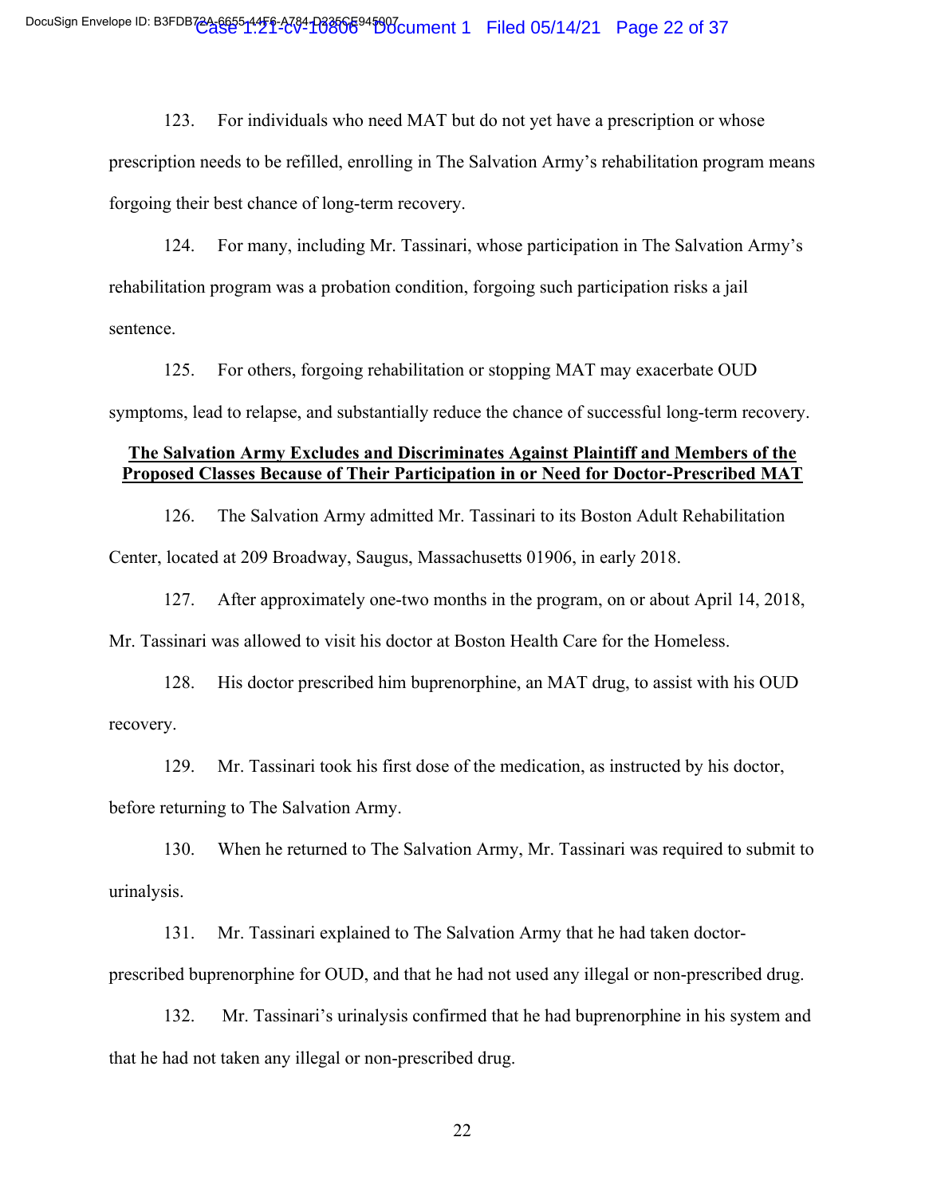123. For individuals who need MAT but do not yet have a prescription or whose prescription needs to be refilled, enrolling in The Salvation Army's rehabilitation program means forgoing their best chance of long-term recovery.

124. For many, including Mr. Tassinari, whose participation in The Salvation Army's rehabilitation program was a probation condition, forgoing such participation risks a jail sentence.

125. For others, forgoing rehabilitation or stopping MAT may exacerbate OUD symptoms, lead to relapse, and substantially reduce the chance of successful long-term recovery.

**The Salvation Army Excludes and Discriminates Against Plaintiff and Members of the Proposed Classes Because of Their Participation in or Need for Doctor-Prescribed MAT**

126. The Salvation Army admitted Mr. Tassinari to its Boston Adult Rehabilitation Center, located at 209 Broadway, Saugus, Massachusetts 01906, in early 2018.

127. After approximately one-two months in the program, on or about April 14, 2018, Mr. Tassinari was allowed to visit his doctor at Boston Health Care for the Homeless.

128. His doctor prescribed him buprenorphine, an MAT drug, to assist with his OUD recovery.

129. Mr. Tassinari took his first dose of the medication, as instructed by his doctor, before returning to The Salvation Army.

130. When he returned to The Salvation Army, Mr. Tassinari was required to submit to urinalysis.

131. Mr. Tassinari explained to The Salvation Army that he had taken doctor-prescribed buprenorphine for OUD, and that he had not used any illegal or non-prescribed drug.

132. Mr. Tassinari's urinalysis confirmed that he had buprenorphine in his system and that he had not taken any illegal or non-prescribed drug.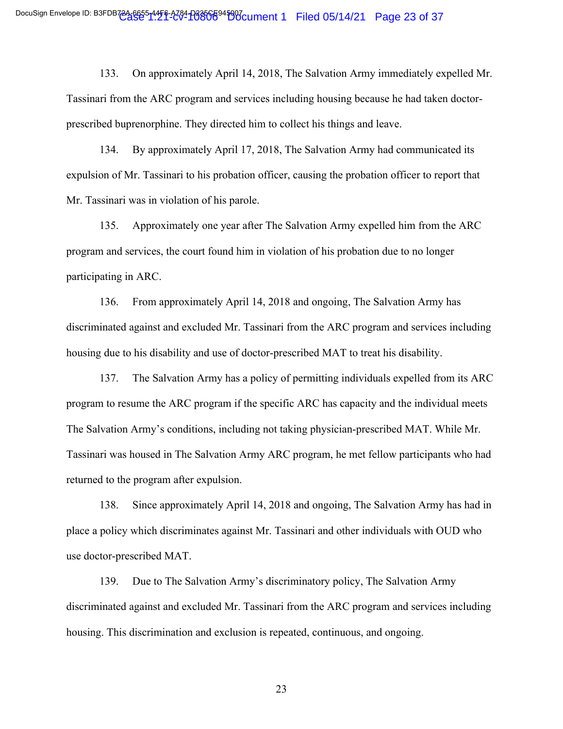133. On approximately April 14, 2018, The Salvation Army immediately expelled Mr. Tassinari from the ARC program and services including housing because he had taken doctor-prescribed buprenorphine. They directed him to collect his things and leave.

134. By approximately April 17, 2018, The Salvation Army had communicated its expulsion of Mr. Tassinari to his probation officer, causing the probation officer to report that Mr. Tassinari was in violation of his parole.

135. Approximately one year after The Salvation Army expelled him from the ARC program and services, the court found him in violation of his probation due to no longer participating in ARC.

136. From approximately April 14, 2018 and ongoing, The Salvation Army has discriminated against and excluded Mr. Tassinari from the ARC program and services including housing due to his disability and use of doctor-prescribed MAT to treat his disability.

137. The Salvation Army has a policy of permitting individuals expelled from its ARC program to resume the ARC program if the specific ARC has capacity and the individual meets The Salvation Army's conditions, including not taking physician-prescribed MAT. While Mr. Tassinari was housed in The Salvation Army ARC program, he met fellow participants who had returned to the program after expulsion.

138. Since approximately April 14, 2018 and ongoing, The Salvation Army has had in place a policy which discriminates against Mr. Tassinari and other individuals with OUD who use doctor-prescribed MAT.

139. Due to The Salvation Army's discriminatory policy, The Salvation Army discriminated against and excluded Mr. Tassinari from the ARC program and services including housing. This discrimination and exclusion is repeated, continuous, and ongoing.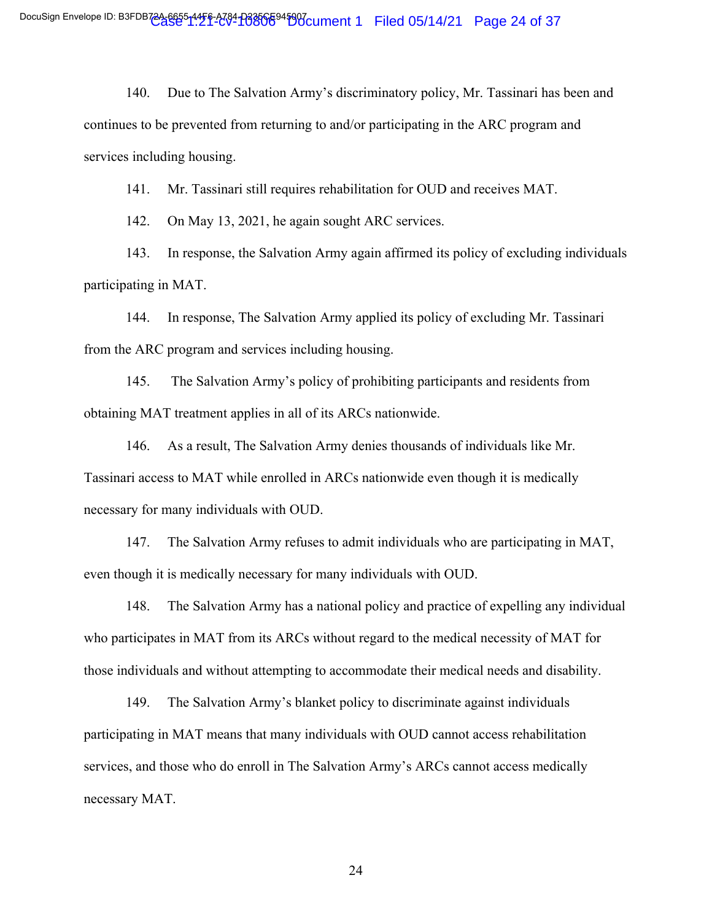140. Due to The Salvation Army's discriminatory policy, Mr. Tassinari has been and continues to be prevented from returning to and/or participating in the ARC program and services including housing.

141. Mr. Tassinari still requires rehabilitation for OUD and receives MAT.

142. On May 13, 2021, he again sought ARC services.

143. In response, the Salvation Army again affirmed its policy of excluding individuals participating in MAT.

144. In response, The Salvation Army applied its policy of excluding Mr. Tassinari from the ARC program and services including housing.

145. The Salvation Army's policy of prohibiting participants and residents from obtaining MAT treatment applies in all of its ARCs nationwide.

146. As a result, The Salvation Army denies thousands of individuals like Mr. Tassinari access to MAT while enrolled in ARCs nationwide even though it is medically necessary for many individuals with OUD.

147. The Salvation Army refuses to admit individuals who are participating in MAT, even though it is medically necessary for many individuals with OUD.

148. The Salvation Army has a national policy and practice of expelling any individual who participates in MAT from its ARCs without regard to the medical necessity of MAT for those individuals and without attempting to accommodate their medical needs and disability.

149. The Salvation Army's blanket policy to discriminate against individuals participating in MAT means that many individuals with OUD cannot access rehabilitation services, and those who do enroll in The Salvation Army's ARCs cannot access medically necessary MAT.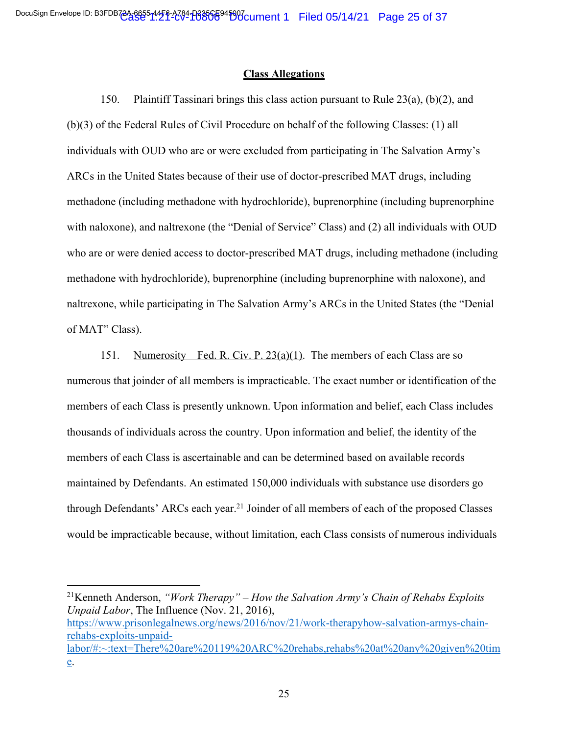**Class Allegations**

150. Plaintiff Tassinari brings this class action pursuant to Rule 23(a), (b)(2), and (b)(3) of the Federal Rules of Civil Procedure on behalf of the following Classes: (1) all individuals with OUD who are or were excluded from participating in The Salvation Army's ARCs in the United States because of their use of doctor-prescribed MAT drugs, including methadone (including methadone with hydrochloride), buprenorphine (including buprenorphine with naloxone), and naltrexone (the "Denial of Service" Class) and (2) all individuals with OUD who are or were denied access to doctor-prescribed MAT drugs, including methadone (including methadone with hydrochloride), buprenorphine (including buprenorphine with naloxone), and naltrexone, while participating in The Salvation Army's ARCs in the United States (the "Denial of MAT" Class).

151. Numerosity—Fed. R. Civ. P. 23(a)(1). The members of each Class are so numerous that joinder of all members is impracticable. The exact number or identification of the members of each Class is presently unknown. Upon information and belief, each Class includes thousands of individuals across the country. Upon information and belief, the identity of the members of each Class is ascertainable and can be determined based on available records maintained by Defendants. An estimated 150,000 individuals with substance use disorders go through Defendants' ARCs each year.[21] Joinder of all members of each of the proposed Classes would be impracticable because, without limitation, each Class consists of numerous individuals

---

[21] Kenneth Anderson, *"Work Therapy" – How the Salvation Army's Chain of Rehabs Exploits Unpaid Labor*, The Influence (Nov. 21, 2016), https://www.prisonlegalnews.org/news/2016/nov/21/work-therapyhow-salvation-armys-chain-rehabs-exploits-unpaid-labor/#:~:text=There%20are%20119%20ARC%20rehabs,rehabs%20at%20any%20given%20time.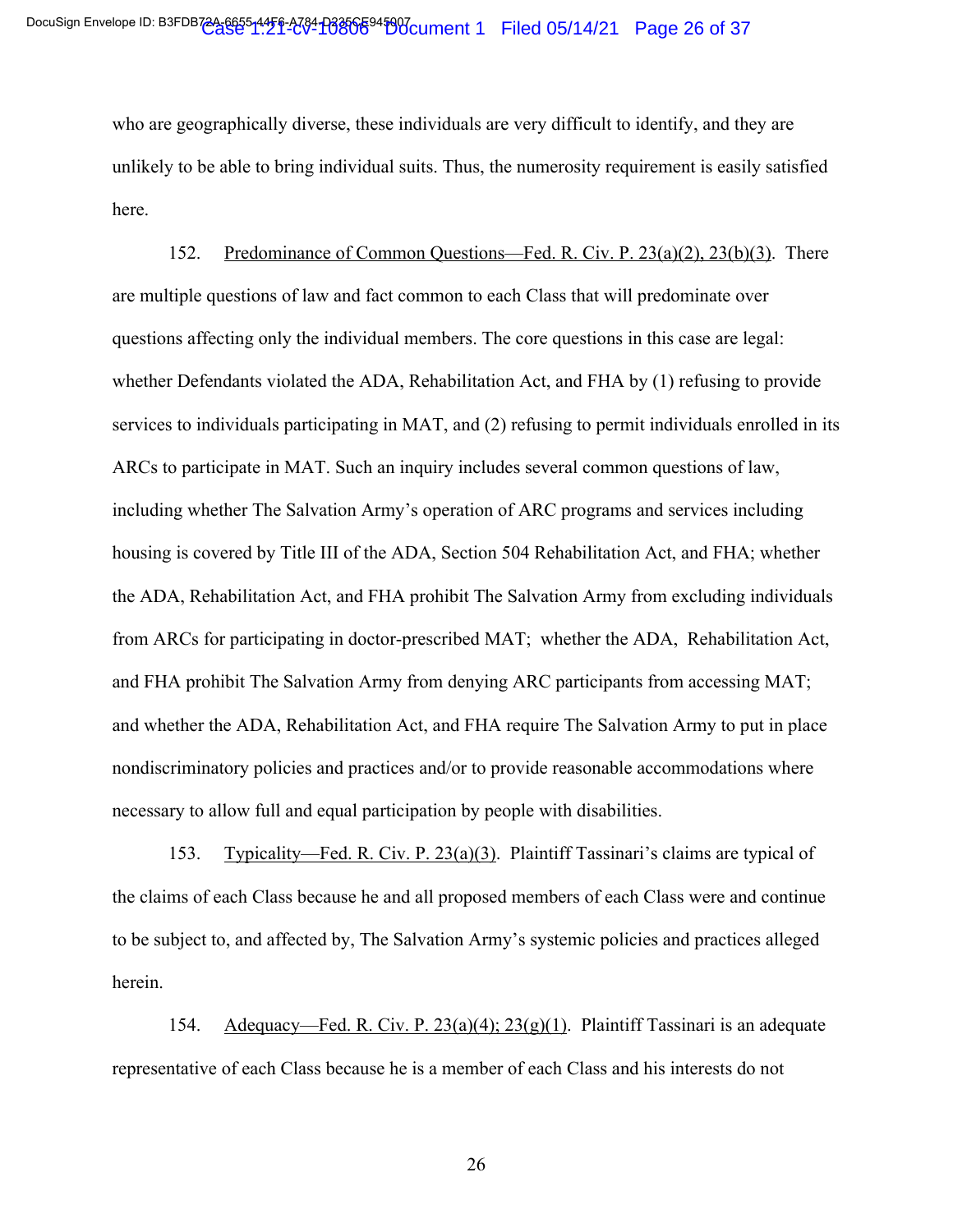who are geographically diverse, these individuals are very difficult to identify, and they are unlikely to be able to bring individual suits. Thus, the numerosity requirement is easily satisfied here.

152. Predominance of Common Questions—Fed. R. Civ. P. 23(a)(2), 23(b)(3). There are multiple questions of law and fact common to each Class that will predominate over questions affecting only the individual members. The core questions in this case are legal: whether Defendants violated the ADA, Rehabilitation Act, and FHA by (1) refusing to provide services to individuals participating in MAT, and (2) refusing to permit individuals enrolled in its ARCs to participate in MAT. Such an inquiry includes several common questions of law, including whether The Salvation Army's operation of ARC programs and services including housing is covered by Title III of the ADA, Section 504 Rehabilitation Act, and FHA; whether the ADA, Rehabilitation Act, and FHA prohibit The Salvation Army from excluding individuals from ARCs for participating in doctor-prescribed MAT; whether the ADA, Rehabilitation Act, and FHA prohibit The Salvation Army from denying ARC participants from accessing MAT; and whether the ADA, Rehabilitation Act, and FHA require The Salvation Army to put in place nondiscriminatory policies and practices and/or to provide reasonable accommodations where necessary to allow full and equal participation by people with disabilities.

153. Typicality—Fed. R. Civ. P. 23(a)(3). Plaintiff Tassinari's claims are typical of the claims of each Class because he and all proposed members of each Class were and continue to be subject to, and affected by, The Salvation Army's systemic policies and practices alleged herein.

154. Adequacy—Fed. R. Civ. P. 23(a)(4); 23(g)(1). Plaintiff Tassinari is an adequate representative of each Class because he is a member of each Class and his interests do not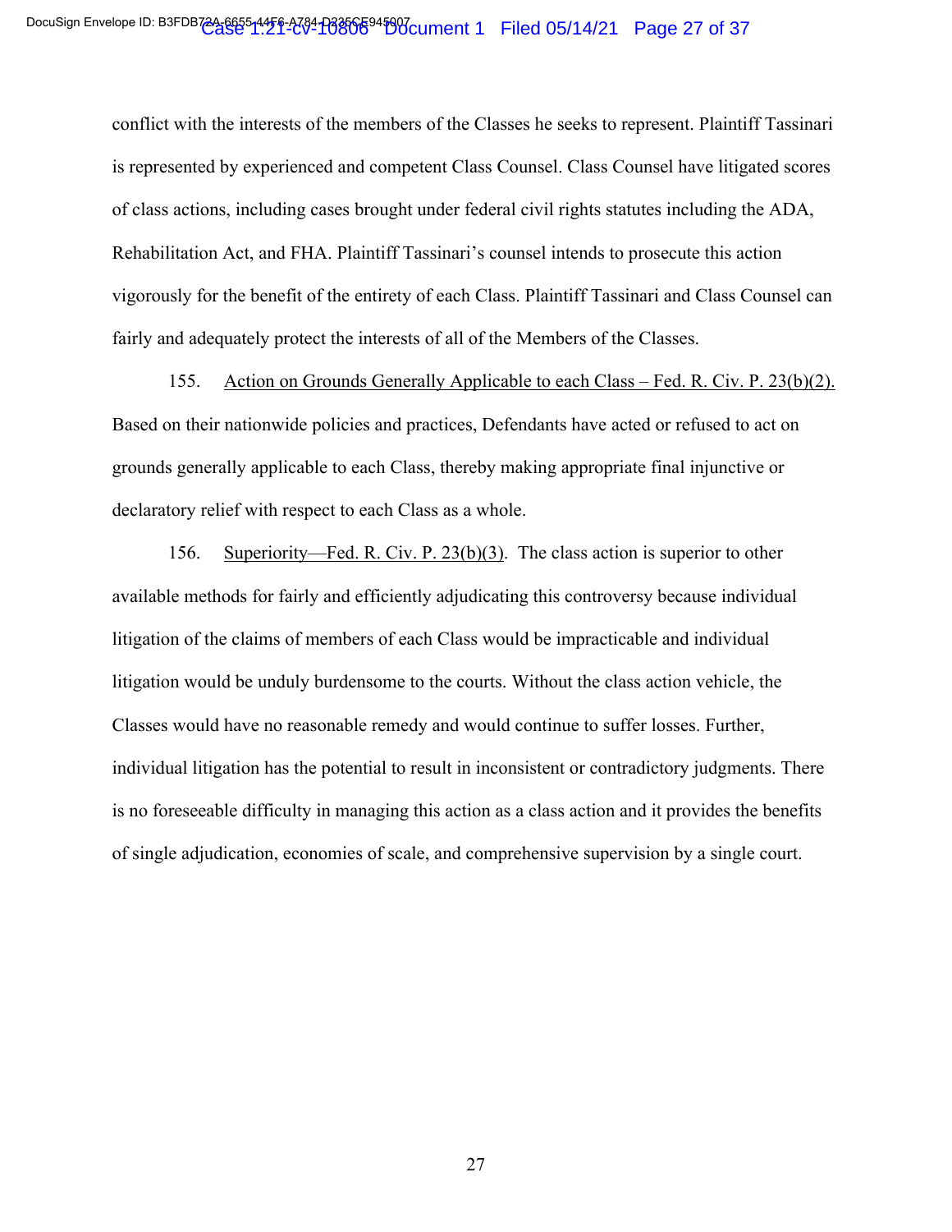conflict with the interests of the members of the Classes he seeks to represent. Plaintiff Tassinari is represented by experienced and competent Class Counsel. Class Counsel have litigated scores of class actions, including cases brought under federal civil rights statutes including the ADA, Rehabilitation Act, and FHA. Plaintiff Tassinari's counsel intends to prosecute this action vigorously for the benefit of the entirety of each Class. Plaintiff Tassinari and Class Counsel can fairly and adequately protect the interests of all of the Members of the Classes.

155. <u>Action on Grounds Generally Applicable to each Class – Fed. R. Civ. P. 23(b)(2).</u> Based on their nationwide policies and practices, Defendants have acted or refused to act on grounds generally applicable to each Class, thereby making appropriate final injunctive or declaratory relief with respect to each Class as a whole.

156. <u>Superiority—Fed. R. Civ. P. 23(b)(3)</u>. The class action is superior to other available methods for fairly and efficiently adjudicating this controversy because individual litigation of the claims of members of each Class would be impracticable and individual litigation would be unduly burdensome to the courts. Without the class action vehicle, the Classes would have no reasonable remedy and would continue to suffer losses. Further, individual litigation has the potential to result in inconsistent or contradictory judgments. There is no foreseeable difficulty in managing this action as a class action and it provides the benefits of single adjudication, economies of scale, and comprehensive supervision by a single court.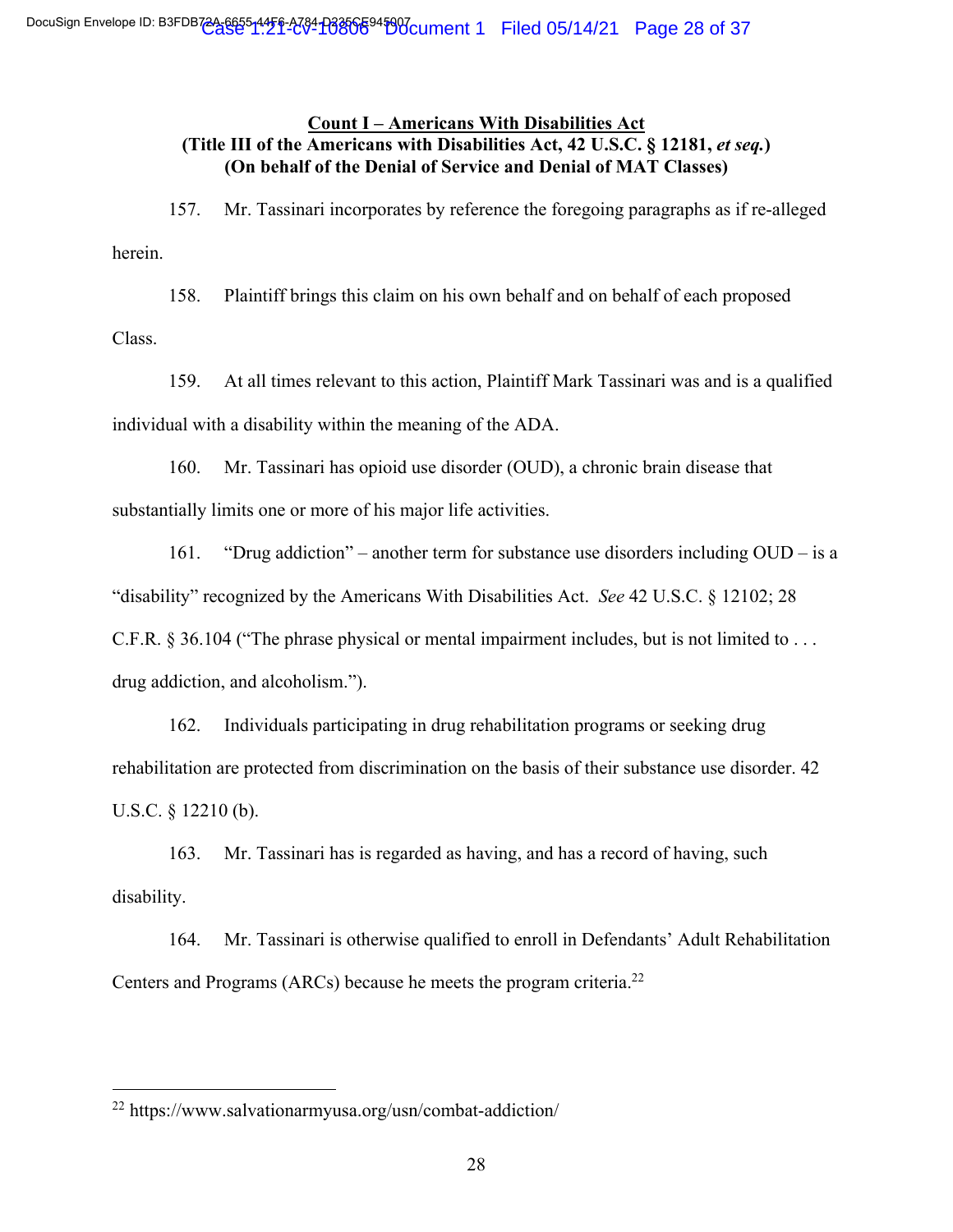**<u>Count I – Americans With Disabilities Act</u>**
**(Title III of the Americans with Disabilities Act, 42 U.S.C. § 12181, *et seq.*)**
**(On behalf of the Denial of Service and Denial of MAT Classes)**

157. Mr. Tassinari incorporates by reference the foregoing paragraphs as if re-alleged herein.

158. Plaintiff brings this claim on his own behalf and on behalf of each proposed Class.

159. At all times relevant to this action, Plaintiff Mark Tassinari was and is a qualified individual with a disability within the meaning of the ADA.

160. Mr. Tassinari has opioid use disorder (OUD), a chronic brain disease that substantially limits one or more of his major life activities.

161. "Drug addiction" – another term for substance use disorders including OUD – is a "disability" recognized by the Americans With Disabilities Act. *See* 42 U.S.C. § 12102; 28 C.F.R. § 36.104 ("The phrase physical or mental impairment includes, but is not limited to . . . drug addiction, and alcoholism.").

162. Individuals participating in drug rehabilitation programs or seeking drug rehabilitation are protected from discrimination on the basis of their substance use disorder. 42 U.S.C. § 12210 (b).

163. Mr. Tassinari has is regarded as having, and has a record of having, such disability.

164. Mr. Tassinari is otherwise qualified to enroll in Defendants' Adult Rehabilitation Centers and Programs (ARCs) because he meets the program criteria.[22]

---

[22] https://www.salvationarmyusa.org/usn/combat-addiction/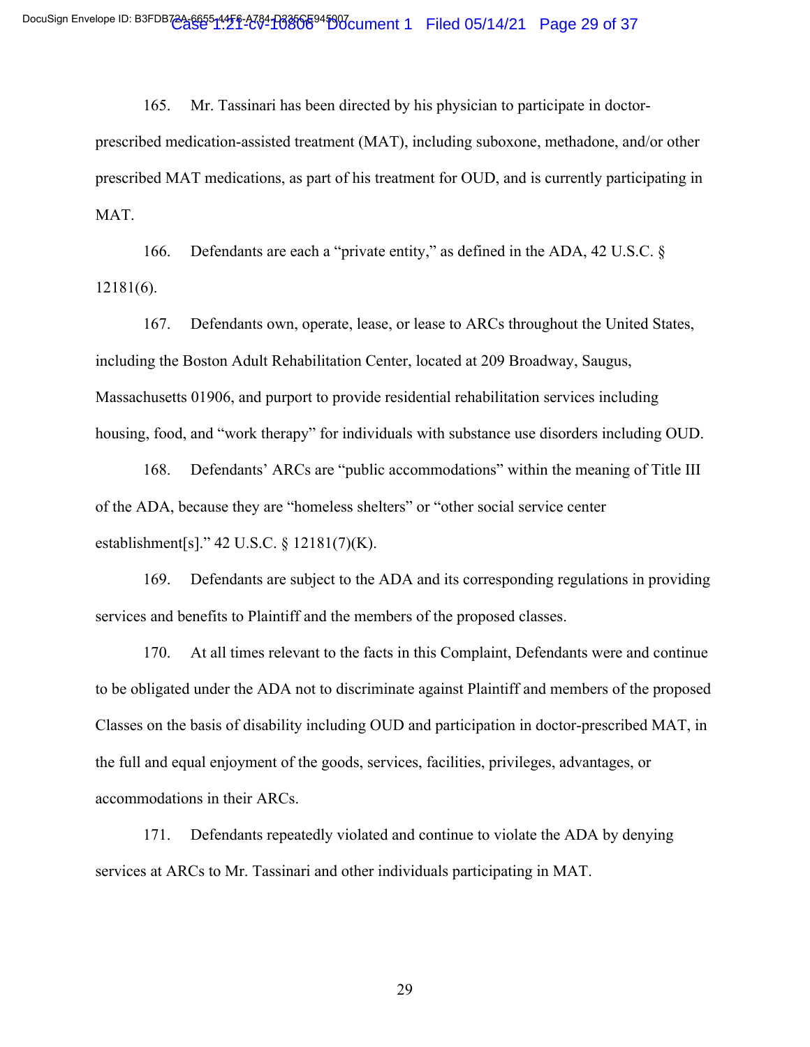165. Mr. Tassinari has been directed by his physician to participate in doctor-prescribed medication-assisted treatment (MAT), including suboxone, methadone, and/or other prescribed MAT medications, as part of his treatment for OUD, and is currently participating in MAT.

166. Defendants are each a "private entity," as defined in the ADA, 42 U.S.C. § 12181(6).

167. Defendants own, operate, lease, or lease to ARCs throughout the United States, including the Boston Adult Rehabilitation Center, located at 209 Broadway, Saugus, Massachusetts 01906, and purport to provide residential rehabilitation services including housing, food, and "work therapy" for individuals with substance use disorders including OUD.

168. Defendants' ARCs are "public accommodations" within the meaning of Title III of the ADA, because they are "homeless shelters" or "other social service center establishment[s]." 42 U.S.C. § 12181(7)(K).

169. Defendants are subject to the ADA and its corresponding regulations in providing services and benefits to Plaintiff and the members of the proposed classes.

170. At all times relevant to the facts in this Complaint, Defendants were and continue to be obligated under the ADA not to discriminate against Plaintiff and members of the proposed Classes on the basis of disability including OUD and participation in doctor-prescribed MAT, in the full and equal enjoyment of the goods, services, facilities, privileges, advantages, or accommodations in their ARCs.

171. Defendants repeatedly violated and continue to violate the ADA by denying services at ARCs to Mr. Tassinari and other individuals participating in MAT.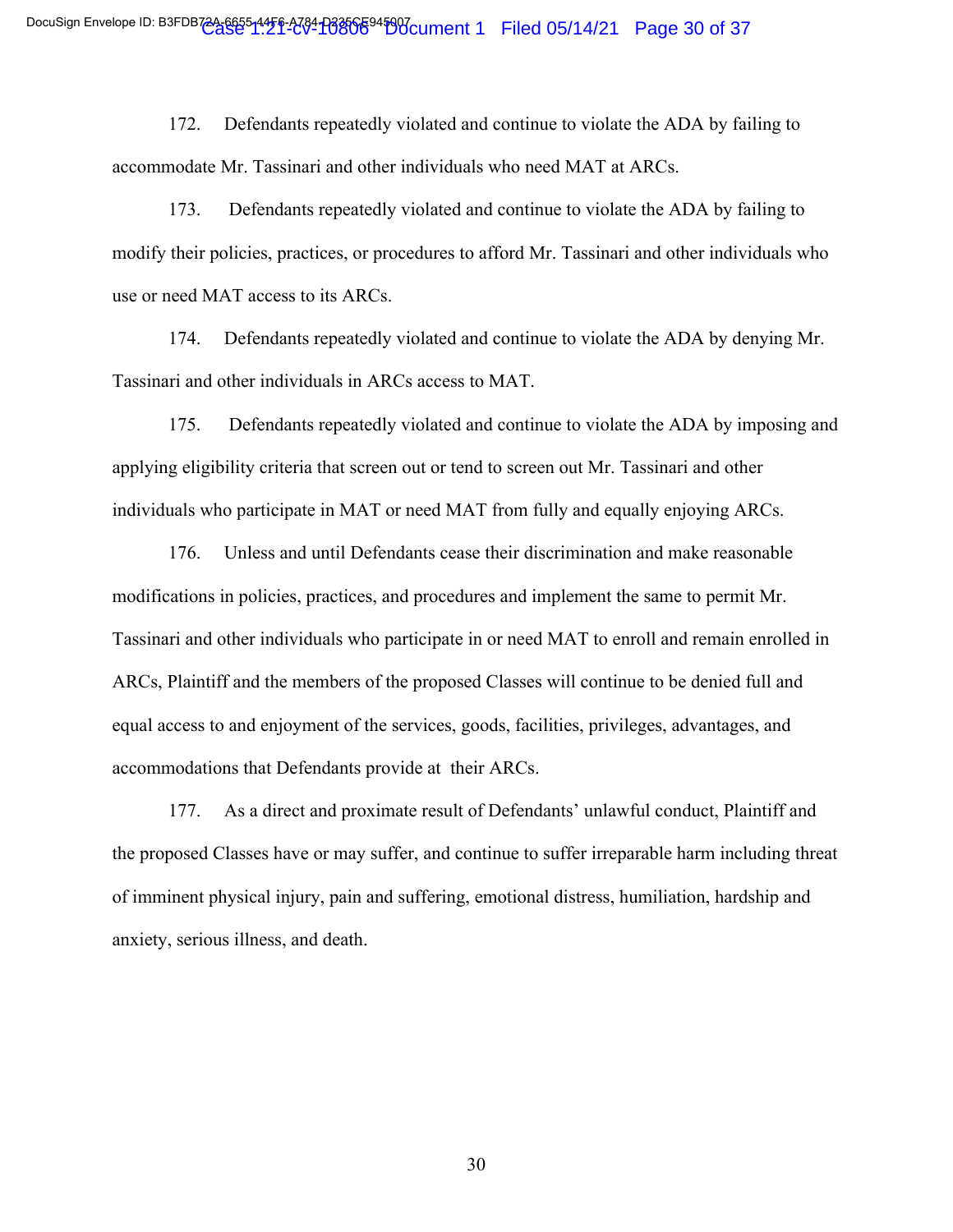172. Defendants repeatedly violated and continue to violate the ADA by failing to accommodate Mr. Tassinari and other individuals who need MAT at ARCs.

173. Defendants repeatedly violated and continue to violate the ADA by failing to modify their policies, practices, or procedures to afford Mr. Tassinari and other individuals who use or need MAT access to its ARCs.

174. Defendants repeatedly violated and continue to violate the ADA by denying Mr. Tassinari and other individuals in ARCs access to MAT.

175. Defendants repeatedly violated and continue to violate the ADA by imposing and applying eligibility criteria that screen out or tend to screen out Mr. Tassinari and other individuals who participate in MAT or need MAT from fully and equally enjoying ARCs.

176. Unless and until Defendants cease their discrimination and make reasonable modifications in policies, practices, and procedures and implement the same to permit Mr. Tassinari and other individuals who participate in or need MAT to enroll and remain enrolled in ARCs, Plaintiff and the members of the proposed Classes will continue to be denied full and equal access to and enjoyment of the services, goods, facilities, privileges, advantages, and accommodations that Defendants provide at their ARCs.

177. As a direct and proximate result of Defendants' unlawful conduct, Plaintiff and the proposed Classes have or may suffer, and continue to suffer irreparable harm including threat of imminent physical injury, pain and suffering, emotional distress, humiliation, hardship and anxiety, serious illness, and death.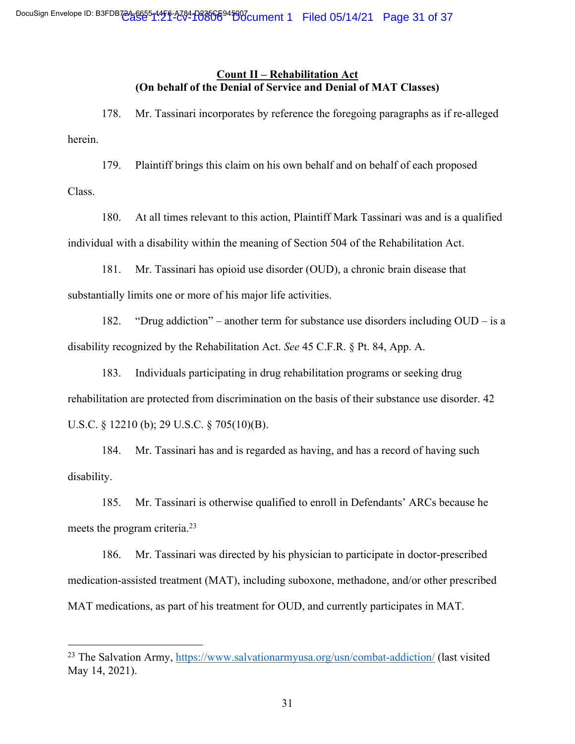## Count II – Rehabilitation Act
### (On behalf of the Denial of Service and Denial of MAT Classes)

178. Mr. Tassinari incorporates by reference the foregoing paragraphs as if re-alleged herein.

179. Plaintiff brings this claim on his own behalf and on behalf of each proposed Class.

180. At all times relevant to this action, Plaintiff Mark Tassinari was and is a qualified individual with a disability within the meaning of Section 504 of the Rehabilitation Act.

181. Mr. Tassinari has opioid use disorder (OUD), a chronic brain disease that substantially limits one or more of his major life activities.

182. "Drug addiction" – another term for substance use disorders including OUD – is a disability recognized by the Rehabilitation Act. *See* 45 C.F.R. § Pt. 84, App. A.

183. Individuals participating in drug rehabilitation programs or seeking drug rehabilitation are protected from discrimination on the basis of their substance use disorder. 42 U.S.C. § 12210 (b); 29 U.S.C. § 705(10)(B).

184. Mr. Tassinari has and is regarded as having, and has a record of having such disability.

185. Mr. Tassinari is otherwise qualified to enroll in Defendants' ARCs because he meets the program criteria.[23]

186. Mr. Tassinari was directed by his physician to participate in doctor-prescribed medication-assisted treatment (MAT), including suboxone, methadone, and/or other prescribed MAT medications, as part of his treatment for OUD, and currently participates in MAT.

---

[23] The Salvation Army, https://www.salvationarmyusa.org/usn/combat-addiction/ (last visited May 14, 2021).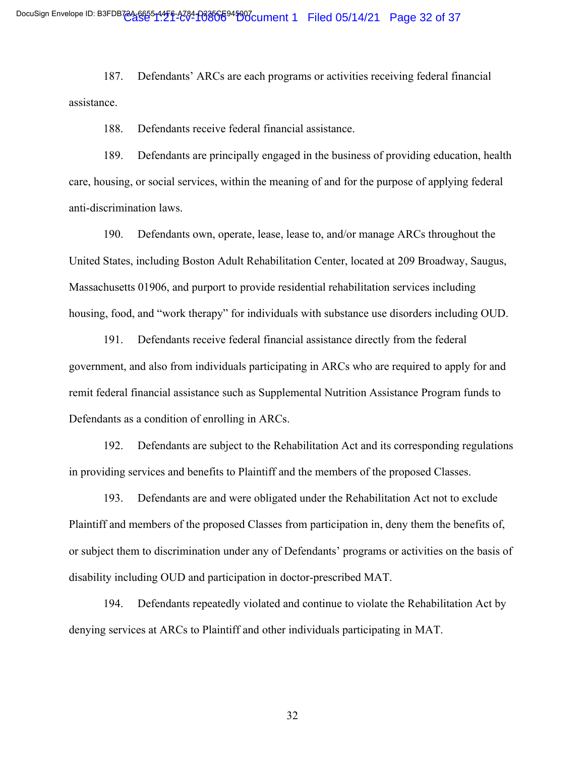187. Defendants' ARCs are each programs or activities receiving federal financial assistance.

188. Defendants receive federal financial assistance.

189. Defendants are principally engaged in the business of providing education, health care, housing, or social services, within the meaning of and for the purpose of applying federal anti-discrimination laws.

190. Defendants own, operate, lease, lease to, and/or manage ARCs throughout the United States, including Boston Adult Rehabilitation Center, located at 209 Broadway, Saugus, Massachusetts 01906, and purport to provide residential rehabilitation services including housing, food, and "work therapy" for individuals with substance use disorders including OUD.

191. Defendants receive federal financial assistance directly from the federal government, and also from individuals participating in ARCs who are required to apply for and remit federal financial assistance such as Supplemental Nutrition Assistance Program funds to Defendants as a condition of enrolling in ARCs.

192. Defendants are subject to the Rehabilitation Act and its corresponding regulations in providing services and benefits to Plaintiff and the members of the proposed Classes.

193. Defendants are and were obligated under the Rehabilitation Act not to exclude Plaintiff and members of the proposed Classes from participation in, deny them the benefits of, or subject them to discrimination under any of Defendants' programs or activities on the basis of disability including OUD and participation in doctor-prescribed MAT.

194. Defendants repeatedly violated and continue to violate the Rehabilitation Act by denying services at ARCs to Plaintiff and other individuals participating in MAT.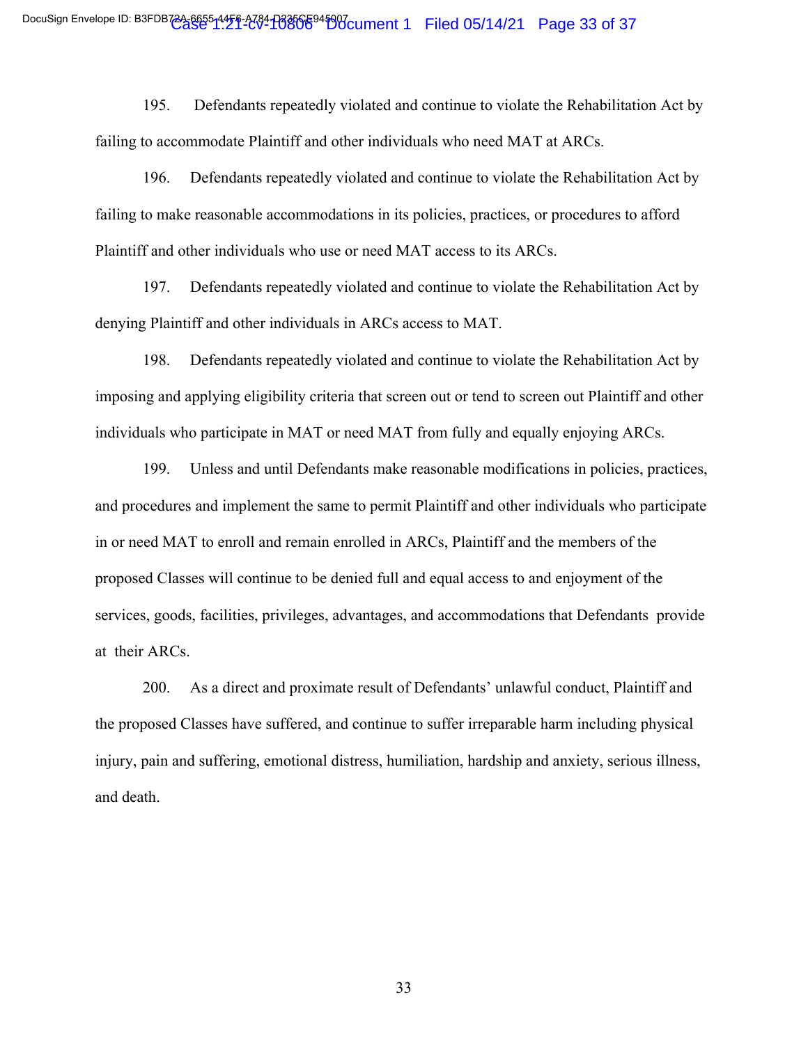195. Defendants repeatedly violated and continue to violate the Rehabilitation Act by failing to accommodate Plaintiff and other individuals who need MAT at ARCs.

196. Defendants repeatedly violated and continue to violate the Rehabilitation Act by failing to make reasonable accommodations in its policies, practices, or procedures to afford Plaintiff and other individuals who use or need MAT access to its ARCs.

197. Defendants repeatedly violated and continue to violate the Rehabilitation Act by denying Plaintiff and other individuals in ARCs access to MAT.

198. Defendants repeatedly violated and continue to violate the Rehabilitation Act by imposing and applying eligibility criteria that screen out or tend to screen out Plaintiff and other individuals who participate in MAT or need MAT from fully and equally enjoying ARCs.

199. Unless and until Defendants make reasonable modifications in policies, practices, and procedures and implement the same to permit Plaintiff and other individuals who participate in or need MAT to enroll and remain enrolled in ARCs, Plaintiff and the members of the proposed Classes will continue to be denied full and equal access to and enjoyment of the services, goods, facilities, privileges, advantages, and accommodations that Defendants provide at their ARCs.

200. As a direct and proximate result of Defendants' unlawful conduct, Plaintiff and the proposed Classes have suffered, and continue to suffer irreparable harm including physical injury, pain and suffering, emotional distress, humiliation, hardship and anxiety, serious illness, and death.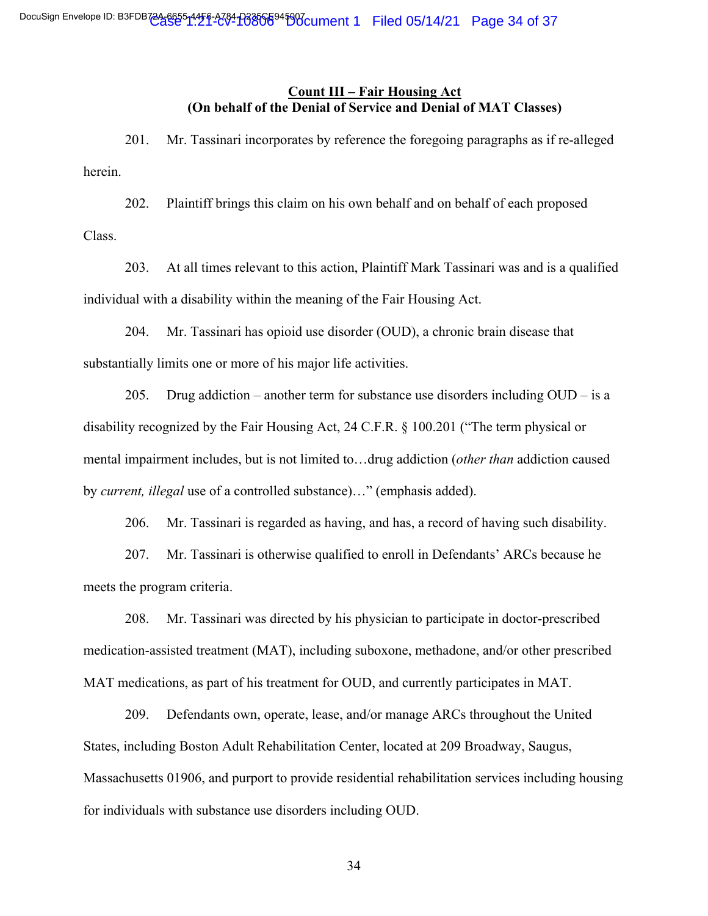## Count III – Fair Housing Act

**(On behalf of the Denial of Service and Denial of MAT Classes)**

201. Mr. Tassinari incorporates by reference the foregoing paragraphs as if re-alleged herein.

202. Plaintiff brings this claim on his own behalf and on behalf of each proposed Class.

203. At all times relevant to this action, Plaintiff Mark Tassinari was and is a qualified individual with a disability within the meaning of the Fair Housing Act.

204. Mr. Tassinari has opioid use disorder (OUD), a chronic brain disease that substantially limits one or more of his major life activities.

205. Drug addiction – another term for substance use disorders including OUD – is a disability recognized by the Fair Housing Act, 24 C.F.R. § 100.201 ("The term physical or mental impairment includes, but is not limited to…drug addiction (*other than* addiction caused by *current, illegal* use of a controlled substance)…" (emphasis added).

206. Mr. Tassinari is regarded as having, and has, a record of having such disability.

207. Mr. Tassinari is otherwise qualified to enroll in Defendants' ARCs because he meets the program criteria.

208. Mr. Tassinari was directed by his physician to participate in doctor-prescribed medication-assisted treatment (MAT), including suboxone, methadone, and/or other prescribed MAT medications, as part of his treatment for OUD, and currently participates in MAT.

209. Defendants own, operate, lease, and/or manage ARCs throughout the United States, including Boston Adult Rehabilitation Center, located at 209 Broadway, Saugus, Massachusetts 01906, and purport to provide residential rehabilitation services including housing for individuals with substance use disorders including OUD.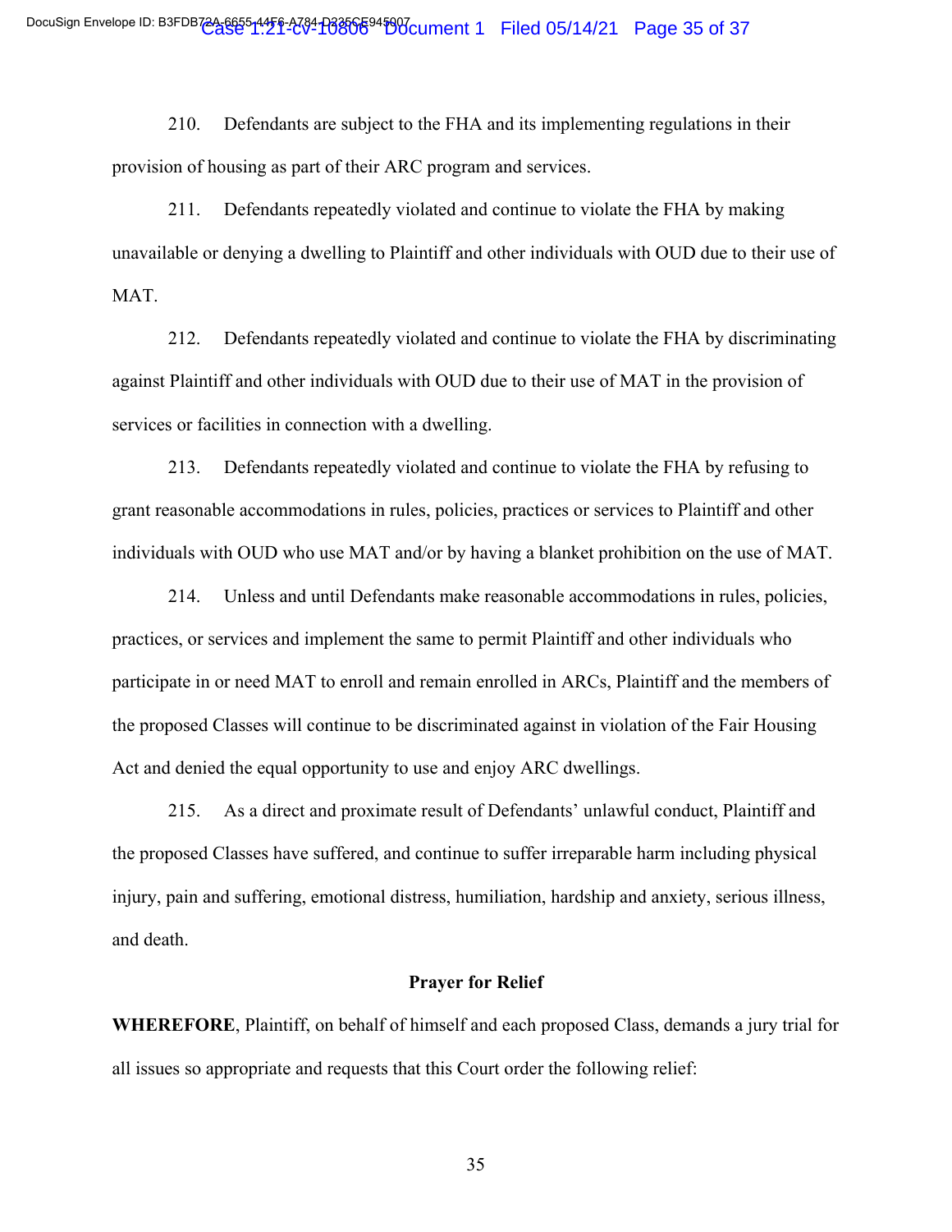210. Defendants are subject to the FHA and its implementing regulations in their provision of housing as part of their ARC program and services.

211. Defendants repeatedly violated and continue to violate the FHA by making unavailable or denying a dwelling to Plaintiff and other individuals with OUD due to their use of MAT.

212. Defendants repeatedly violated and continue to violate the FHA by discriminating against Plaintiff and other individuals with OUD due to their use of MAT in the provision of services or facilities in connection with a dwelling.

213. Defendants repeatedly violated and continue to violate the FHA by refusing to grant reasonable accommodations in rules, policies, practices or services to Plaintiff and other individuals with OUD who use MAT and/or by having a blanket prohibition on the use of MAT.

214. Unless and until Defendants make reasonable accommodations in rules, policies, practices, or services and implement the same to permit Plaintiff and other individuals who participate in or need MAT to enroll and remain enrolled in ARCs, Plaintiff and the members of the proposed Classes will continue to be discriminated against in violation of the Fair Housing Act and denied the equal opportunity to use and enjoy ARC dwellings.

215. As a direct and proximate result of Defendants' unlawful conduct, Plaintiff and the proposed Classes have suffered, and continue to suffer irreparable harm including physical injury, pain and suffering, emotional distress, humiliation, hardship and anxiety, serious illness, and death.

## Prayer for Relief

**WHEREFORE**, Plaintiff, on behalf of himself and each proposed Class, demands a jury trial for all issues so appropriate and requests that this Court order the following relief: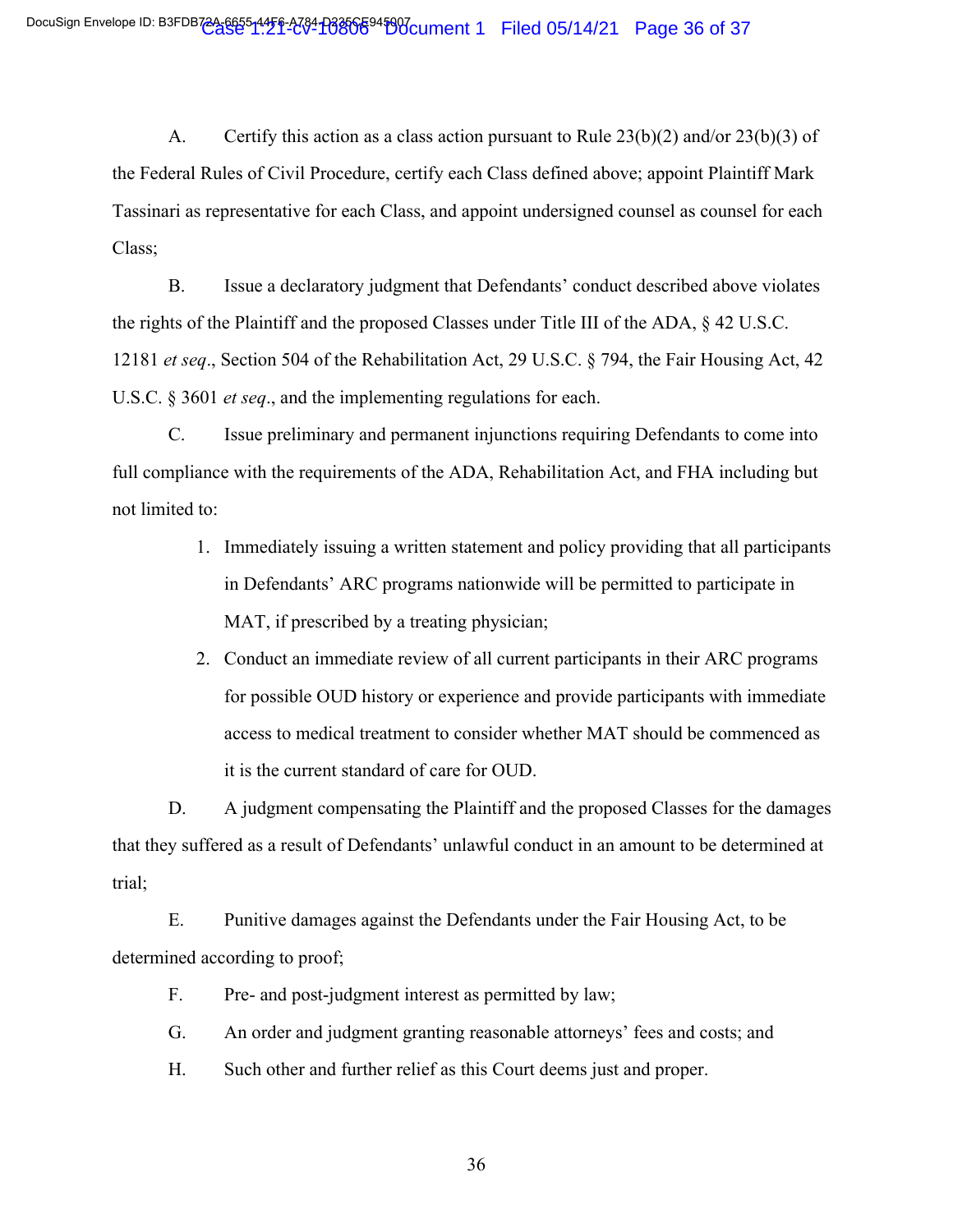A. Certify this action as a class action pursuant to Rule 23(b)(2) and/or 23(b)(3) of the Federal Rules of Civil Procedure, certify each Class defined above; appoint Plaintiff Mark Tassinari as representative for each Class, and appoint undersigned counsel as counsel for each Class;

B. Issue a declaratory judgment that Defendants' conduct described above violates the rights of the Plaintiff and the proposed Classes under Title III of the ADA, § 42 U.S.C. 12181 *et seq*., Section 504 of the Rehabilitation Act, 29 U.S.C. § 794, the Fair Housing Act, 42 U.S.C. § 3601 *et seq*., and the implementing regulations for each.

C. Issue preliminary and permanent injunctions requiring Defendants to come into full compliance with the requirements of the ADA, Rehabilitation Act, and FHA including but not limited to:

1. Immediately issuing a written statement and policy providing that all participants in Defendants' ARC programs nationwide will be permitted to participate in MAT, if prescribed by a treating physician;
2. Conduct an immediate review of all current participants in their ARC programs for possible OUD history or experience and provide participants with immediate access to medical treatment to consider whether MAT should be commenced as it is the current standard of care for OUD.

D. A judgment compensating the Plaintiff and the proposed Classes for the damages that they suffered as a result of Defendants' unlawful conduct in an amount to be determined at trial;

E. Punitive damages against the Defendants under the Fair Housing Act, to be determined according to proof;

F. Pre- and post-judgment interest as permitted by law;

G. An order and judgment granting reasonable attorneys' fees and costs; and

H. Such other and further relief as this Court deems just and proper.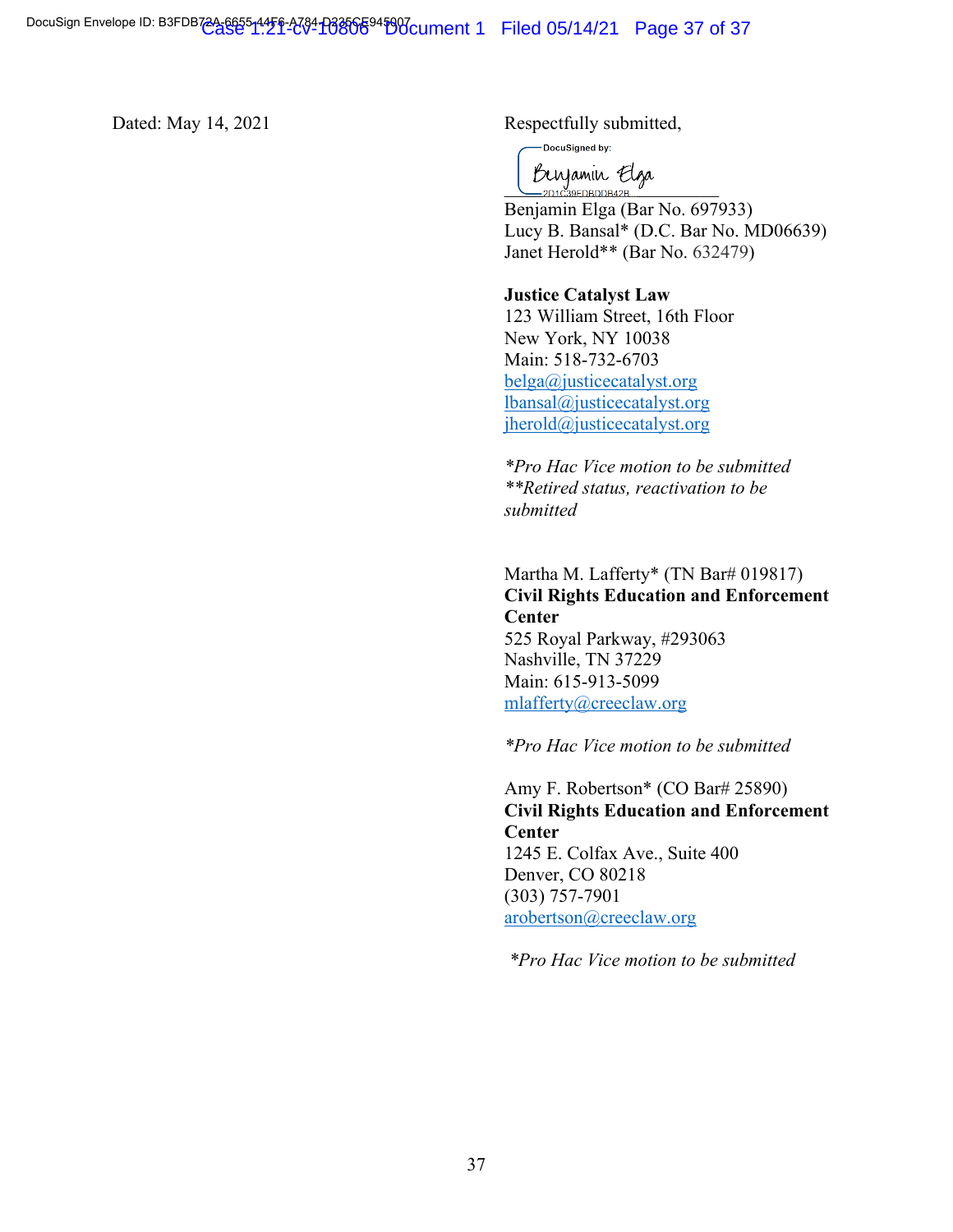Dated: May 14, 2021

Respectfully submitted,

DocuSigned by:
Benjamin Elga
2D1C39EDBDDB42B

Benjamin Elga (Bar No. 697933)
Lucy B. Bansal* (D.C. Bar No. MD06639)
Janet Herold** (Bar No. 632479)

**Justice Catalyst Law**
123 William Street, 16th Floor
New York, NY 10038
Main: 518-732-6703
belga@justicecatalyst.org
lbansal@justicecatalyst.org
jherold@justicecatalyst.org

*\*Pro Hac Vice motion to be submitted*
*\*\*Retired status, reactivation to be submitted*

Martha M. Lafferty* (TN Bar# 019817)
**Civil Rights Education and Enforcement Center**
525 Royal Parkway, #293063
Nashville, TN 37229
Main: 615-913-5099
mlafferty@creeclaw.org

*\*Pro Hac Vice motion to be submitted*

Amy F. Robertson* (CO Bar# 25890)
**Civil Rights Education and Enforcement Center**
1245 E. Colfax Ave., Suite 400
Denver, CO 80218
(303) 757-7901
arobertson@creeclaw.org

*\*Pro Hac Vice motion to be submitted*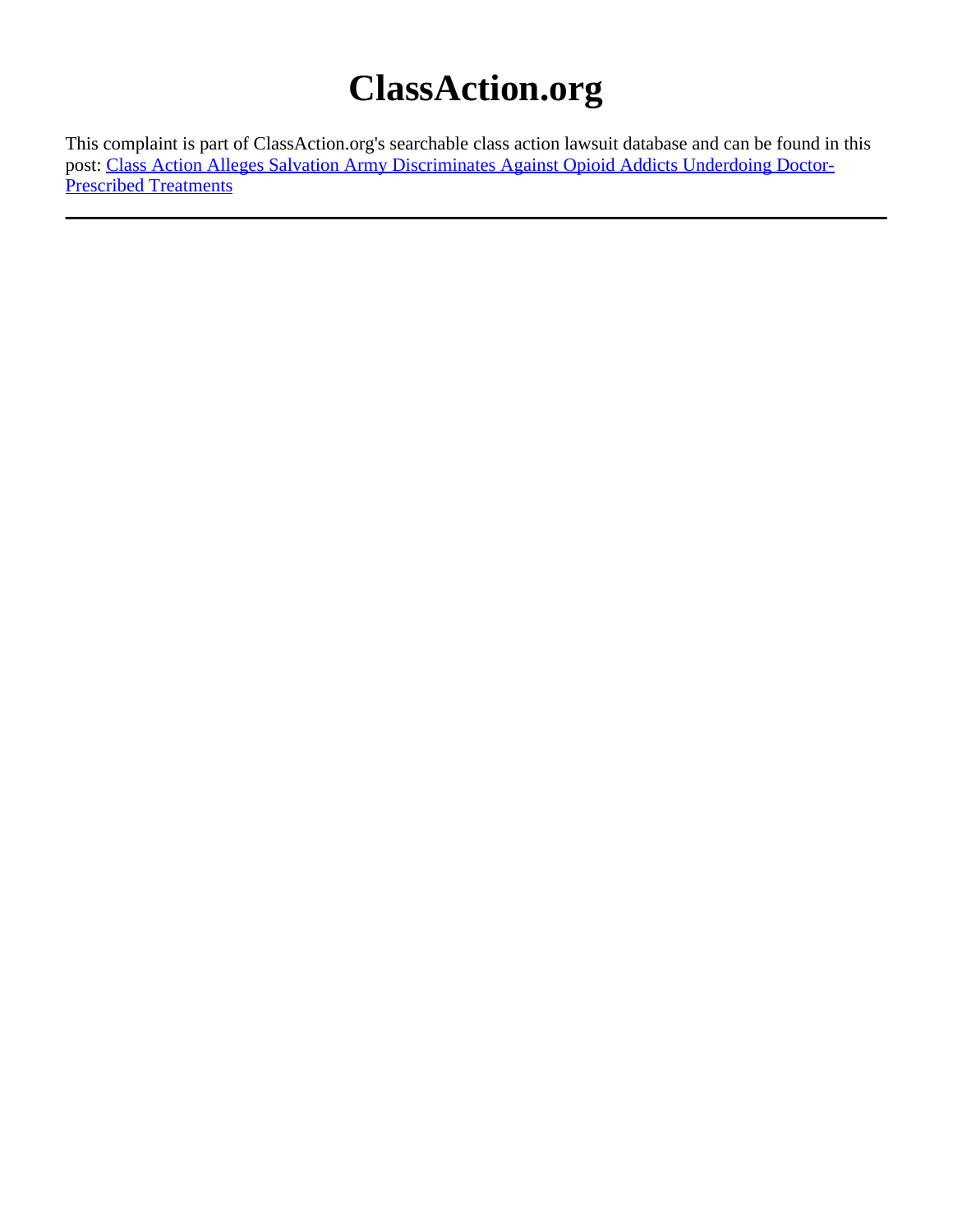# ClassAction.org

This complaint is part of ClassAction.org's searchable class action lawsuit database and can be found in this post: [Class Action Alleges Salvation Army Discriminates Against Opioid Addicts Underdoing Doctor-Prescribed Treatments]

---